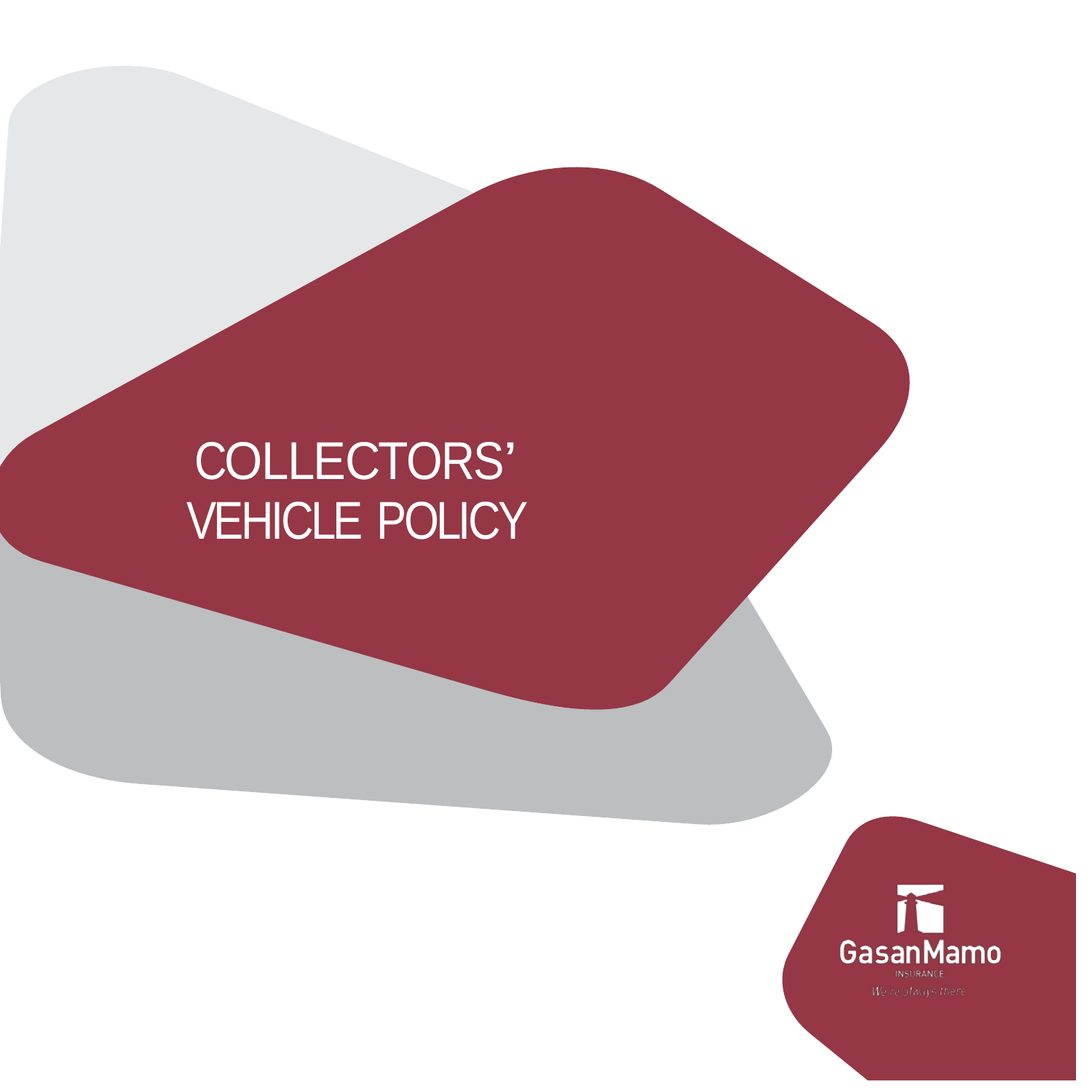# COLLECTORS' VEHICLE POLICY

GasanMamo
INSURANCE
We're always there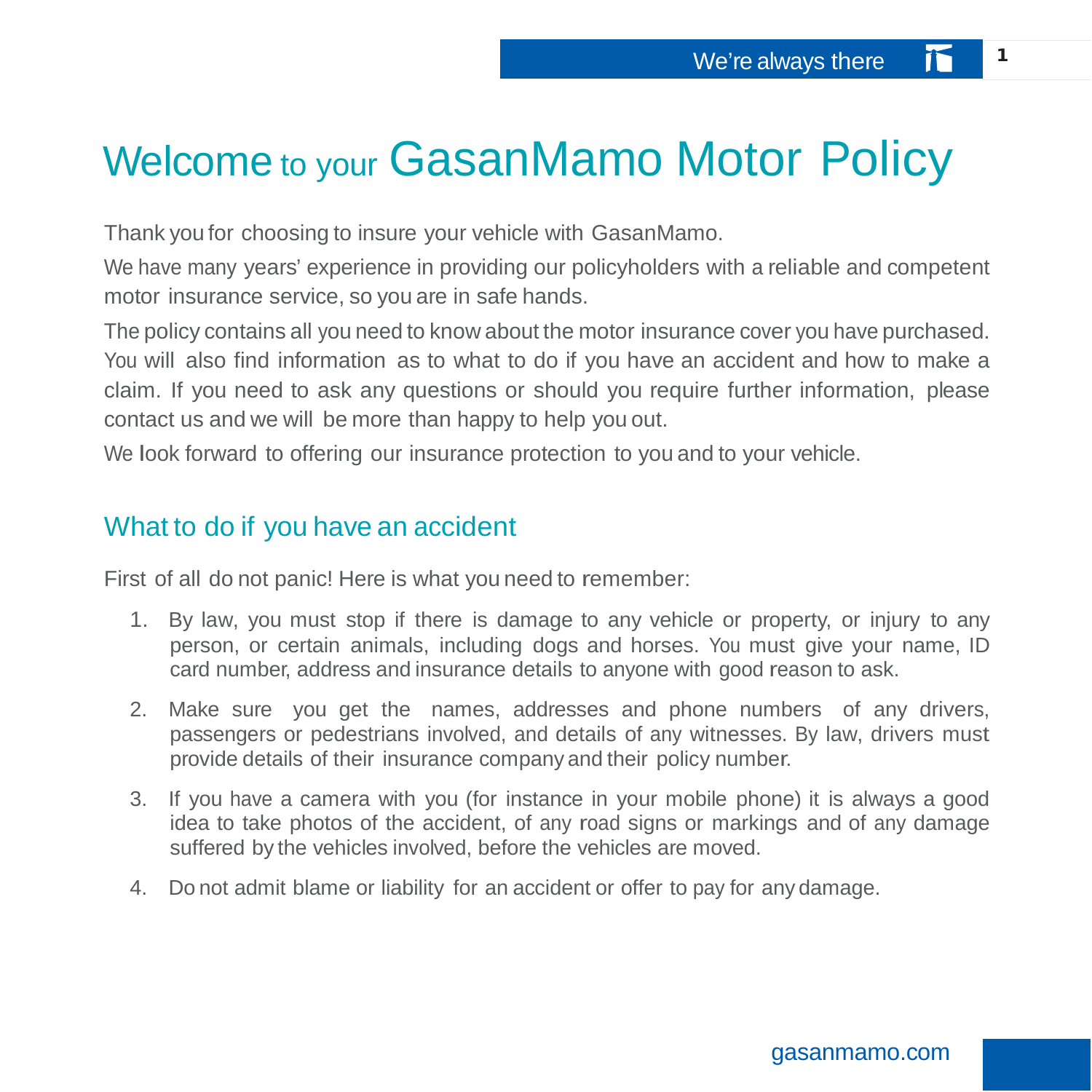# Welcome to your GasanMamo Motor Policy

Thank you for choosing to insure your vehicle with GasanMamo.

We have many years' experience in providing our policyholders with a reliable and competent motor insurance service, so you are in safe hands.

The policy contains all you need to know about the motor insurance cover you have purchased. You will also find information as to what to do if you have an accident and how to make a claim. If you need to ask any questions or should you require further information, please contact us and we will be more than happy to help you out.

We look forward to offering our insurance protection to you and to your vehicle.

## What to do if you have an accident

First of all do not panic! Here is what you need to remember:

1. By law, you must stop if there is damage to any vehicle or property, or injury to any person, or certain animals, including dogs and horses. You must give your name, ID card number, address and insurance details to anyone with good reason to ask.
2. Make sure you get the names, addresses and phone numbers of any drivers, passengers or pedestrians involved, and details of any witnesses. By law, drivers must provide details of their insurance company and their policy number.
3. If you have a camera with you (for instance in your mobile phone) it is always a good idea to take photos of the accident, of any road signs or markings and of any damage suffered by the vehicles involved, before the vehicles are moved.
4. Do not admit blame or liability for an accident or offer to pay for any damage.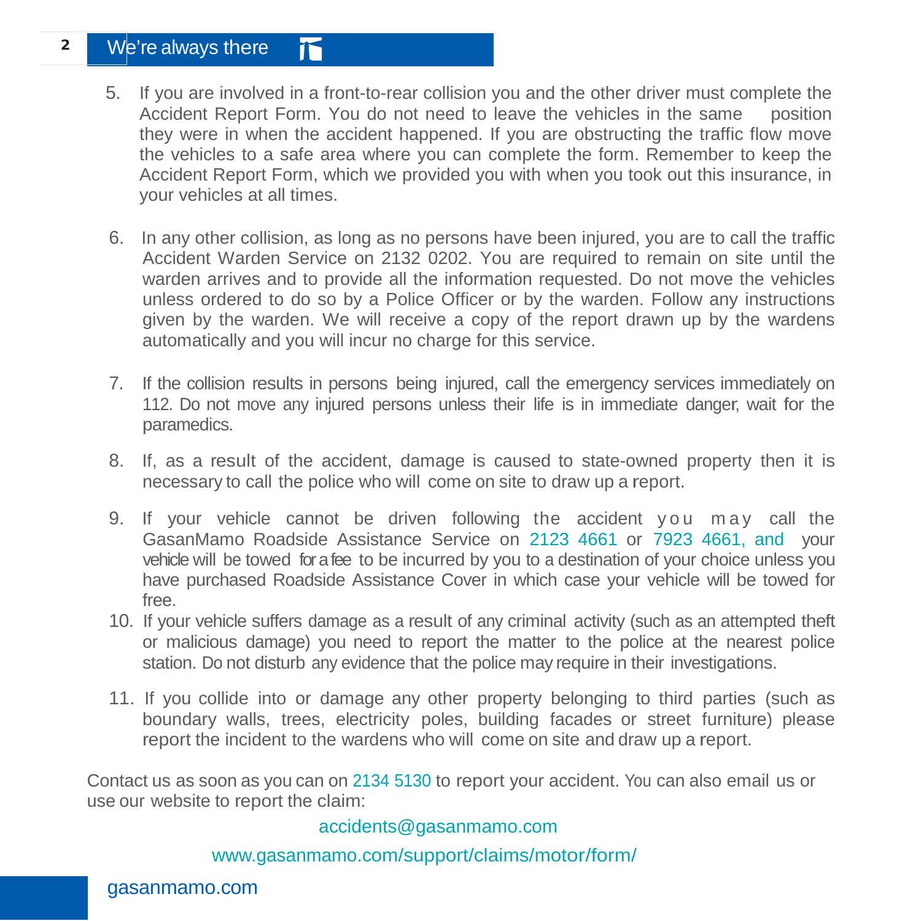5. If you are involved in a front-to-rear collision you and the other driver must complete the Accident Report Form. You do not need to leave the vehicles in the same position they were in when the accident happened. If you are obstructing the traffic flow move the vehicles to a safe area where you can complete the form. Remember to keep the Accident Report Form, which we provided you with when you took out this insurance, in your vehicles at all times.

6. In any other collision, as long as no persons have been injured, you are to call the traffic Accident Warden Service on 2132 0202. You are required to remain on site until the warden arrives and to provide all the information requested. Do not move the vehicles unless ordered to do so by a Police Officer or by the warden. Follow any instructions given by the warden. We will receive a copy of the report drawn up by the wardens automatically and you will incur no charge for this service.

7. If the collision results in persons being injured, call the emergency services immediately on 112. Do not move any injured persons unless their life is in immediate danger, wait for the paramedics.

8. If, as a result of the accident, damage is caused to state-owned property then it is necessary to call the police who will come on site to draw up a report.

9. If your vehicle cannot be driven following the accident you may call the GasanMamo Roadside Assistance Service on 2123 4661 or 7923 4661, and your vehicle will be towed for a fee to be incurred by you to a destination of your choice unless you have purchased Roadside Assistance Cover in which case your vehicle will be towed for free.

10. If your vehicle suffers damage as a result of any criminal activity (such as an attempted theft or malicious damage) you need to report the matter to the police at the nearest police station. Do not disturb any evidence that the police may require in their investigations.

11. If you collide into or damage any other property belonging to third parties (such as boundary walls, trees, electricity poles, building facades or street furniture) please report the incident to the wardens who will come on site and draw up a report.

Contact us as soon as you can on 2134 5130 to report your accident. You can also email us or use our website to report the claim:

accidents@gasanmamo.com

www.gasanmamo.com/support/claims/motor/form/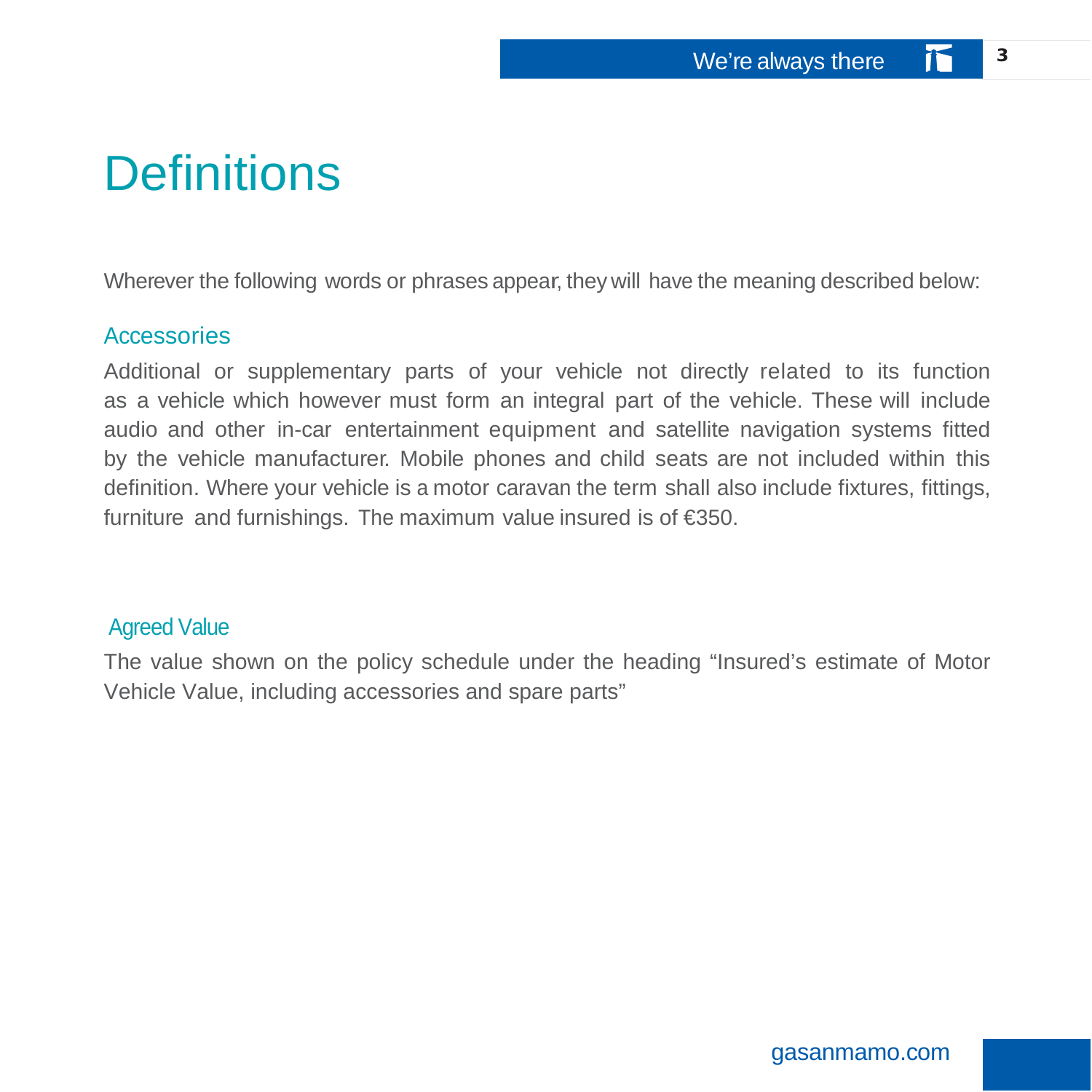# Definitions

Wherever the following words or phrases appear, they will have the meaning described below:

## Accessories

Additional or supplementary parts of your vehicle not directly related to its function as a vehicle which however must form an integral part of the vehicle. These will include audio and other in-car entertainment equipment and satellite navigation systems fitted by the vehicle manufacturer. Mobile phones and child seats are not included within this definition. Where your vehicle is a motor caravan the term shall also include fixtures, fittings, furniture and furnishings. The maximum value insured is of €350.

## Agreed Value

The value shown on the policy schedule under the heading "Insured's estimate of Motor Vehicle Value, including accessories and spare parts"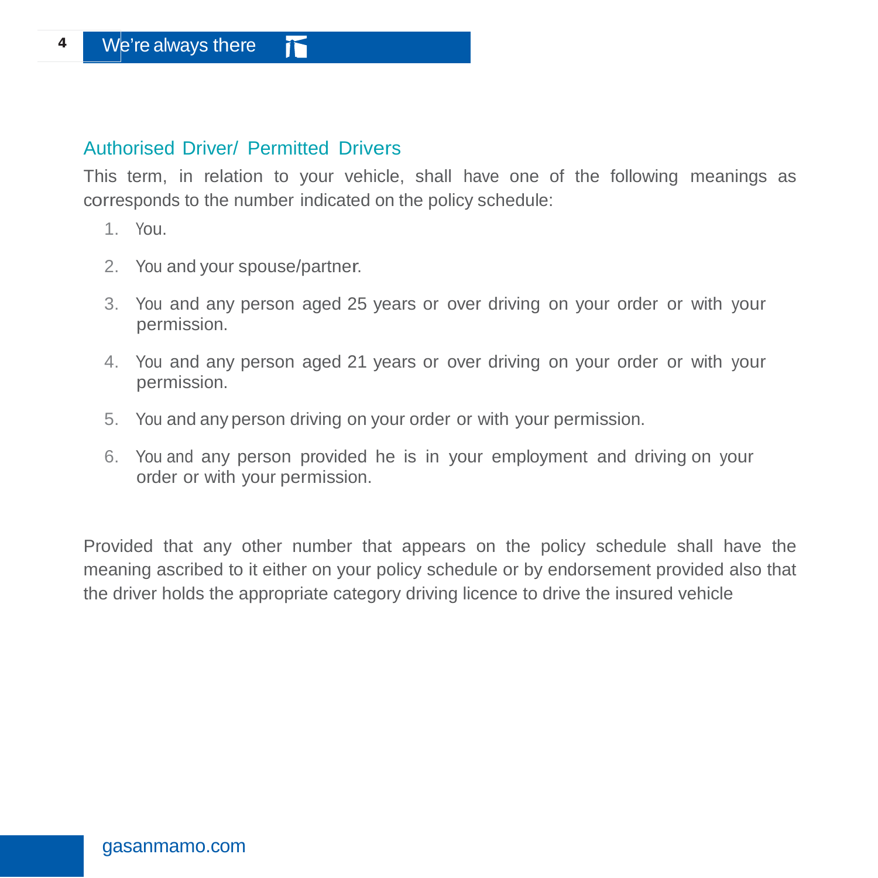## Authorised Driver/ Permitted Drivers

This term, in relation to your vehicle, shall have one of the following meanings as corresponds to the number indicated on the policy schedule:

1. You.
2. You and your spouse/partner.
3. You and any person aged 25 years or over driving on your order or with your permission.
4. You and any person aged 21 years or over driving on your order or with your permission.
5. You and any person driving on your order or with your permission.
6. You and any person provided he is in your employment and driving on your order or with your permission.

Provided that any other number that appears on the policy schedule shall have the meaning ascribed to it either on your policy schedule or by endorsement provided also that the driver holds the appropriate category driving licence to drive the insured vehicle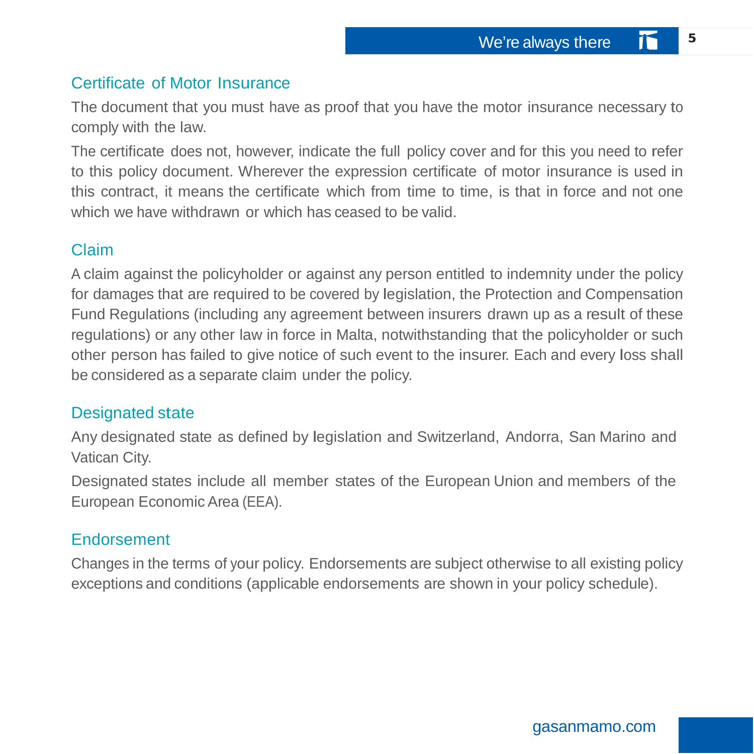## Certificate of Motor Insurance

The document that you must have as proof that you have the motor insurance necessary to comply with the law.

The certificate does not, however, indicate the full policy cover and for this you need to refer to this policy document. Wherever the expression certificate of motor insurance is used in this contract, it means the certificate which from time to time, is that in force and not one which we have withdrawn or which has ceased to be valid.

## Claim

A claim against the policyholder or against any person entitled to indemnity under the policy for damages that are required to be covered by legislation, the Protection and Compensation Fund Regulations (including any agreement between insurers drawn up as a result of these regulations) or any other law in force in Malta, notwithstanding that the policyholder or such other person has failed to give notice of such event to the insurer. Each and every loss shall be considered as a separate claim under the policy.

## Designated state

Any designated state as defined by legislation and Switzerland, Andorra, San Marino and Vatican City.

Designated states include all member states of the European Union and members of the European Economic Area (EEA).

## Endorsement

Changes in the terms of your policy. Endorsements are subject otherwise to all existing policy exceptions and conditions (applicable endorsements are shown in your policy schedule).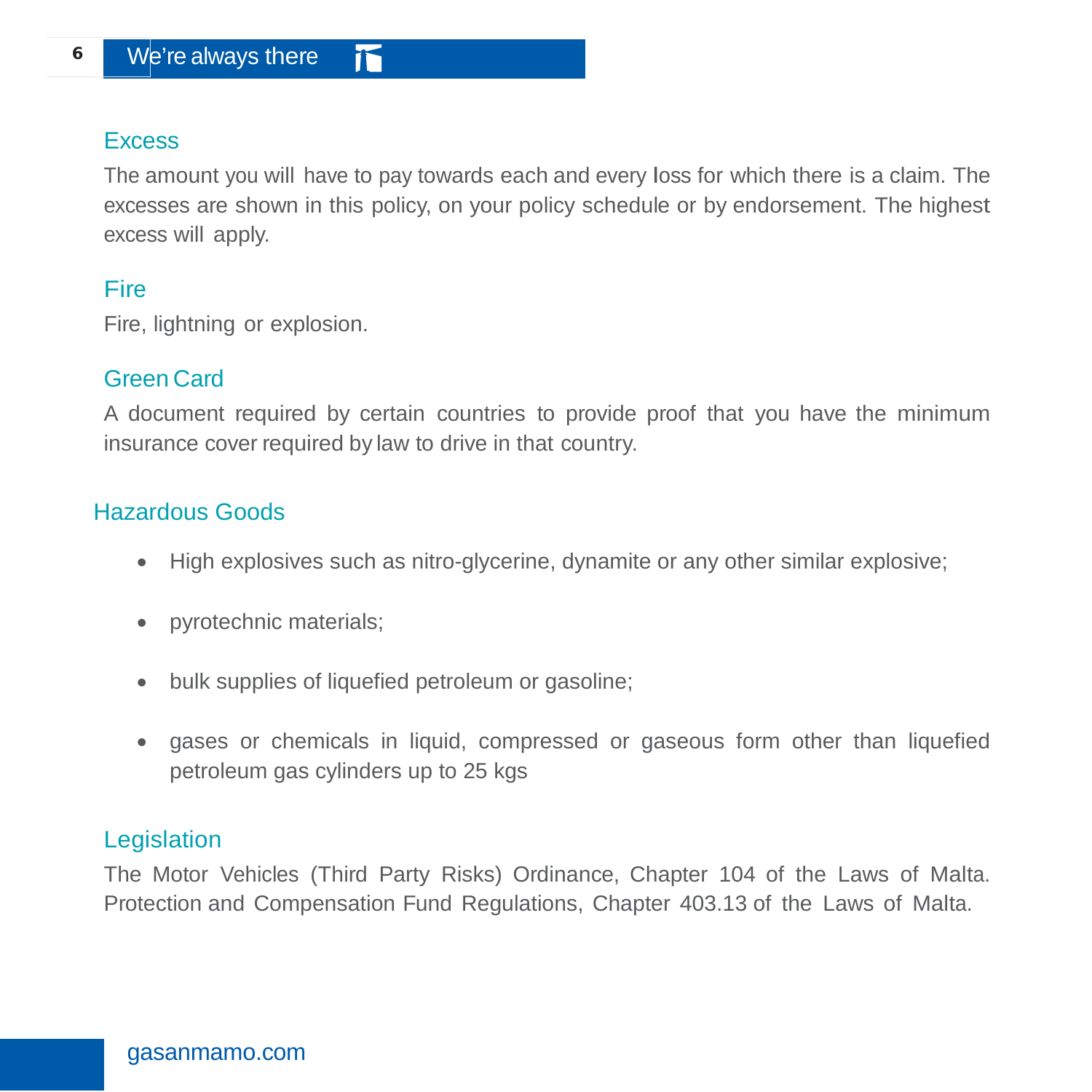## Excess

The amount you will have to pay towards each and every loss for which there is a claim. The excesses are shown in this policy, on your policy schedule or by endorsement. The highest excess will apply.

## Fire

Fire, lightning or explosion.

## Green Card

A document required by certain countries to provide proof that you have the minimum insurance cover required by law to drive in that country.

## Hazardous Goods

- High explosives such as nitro-glycerine, dynamite or any other similar explosive;
- pyrotechnic materials;
- bulk supplies of liquefied petroleum or gasoline;
- gases or chemicals in liquid, compressed or gaseous form other than liquefied petroleum gas cylinders up to 25 kgs

## Legislation

The Motor Vehicles (Third Party Risks) Ordinance, Chapter 104 of the Laws of Malta. Protection and Compensation Fund Regulations, Chapter 403.13 of the Laws of Malta.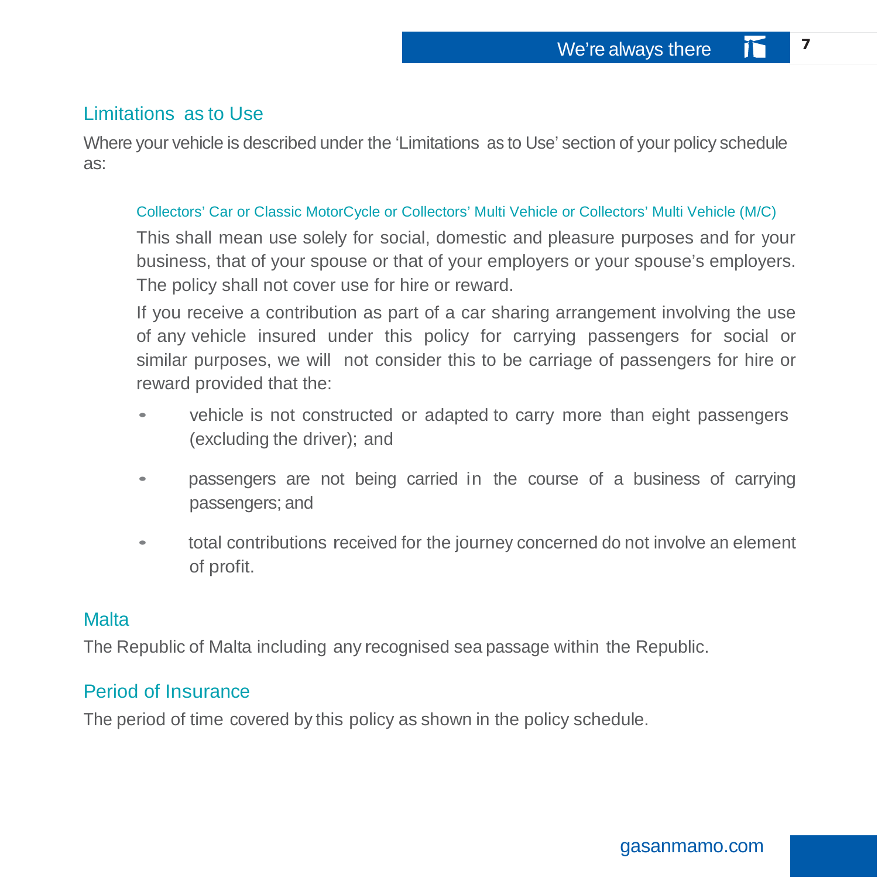## Limitations as to Use

Where your vehicle is described under the 'Limitations as to Use' section of your policy schedule as:

### Collectors' Car or Classic MotorCycle or Collectors' Multi Vehicle or Collectors' Multi Vehicle (M/C)

This shall mean use solely for social, domestic and pleasure purposes and for your business, that of your spouse or that of your employers or your spouse's employers. The policy shall not cover use for hire or reward.

If you receive a contribution as part of a car sharing arrangement involving the use of any vehicle insured under this policy for carrying passengers for social or similar purposes, we will not consider this to be carriage of passengers for hire or reward provided that the:

- vehicle is not constructed or adapted to carry more than eight passengers (excluding the driver); and
- passengers are not being carried in the course of a business of carrying passengers; and
- total contributions received for the journey concerned do not involve an element of profit.

## Malta

The Republic of Malta including any recognised sea passage within the Republic.

## Period of Insurance

The period of time covered by this policy as shown in the policy schedule.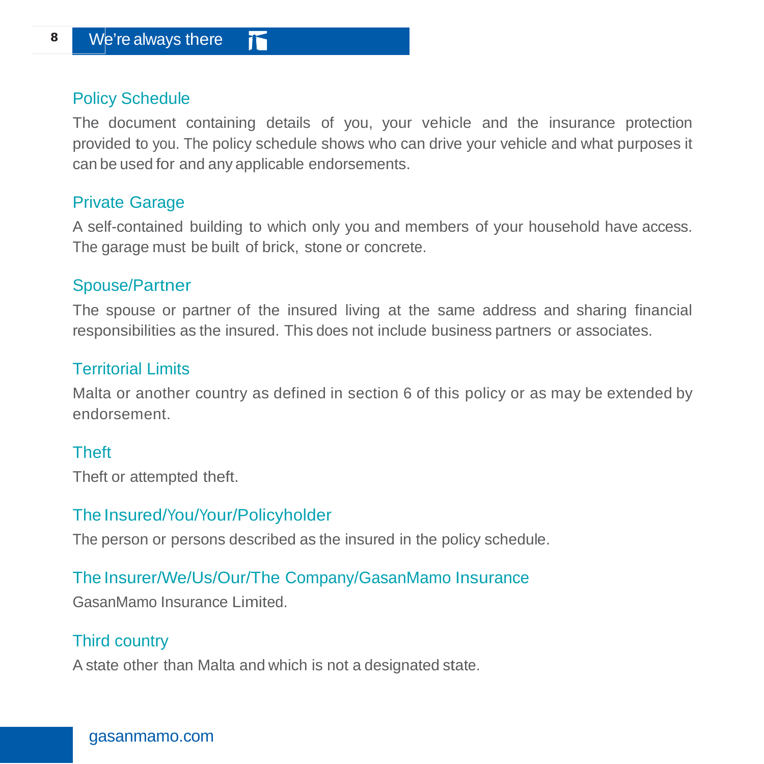### Policy Schedule

The document containing details of you, your vehicle and the insurance protection provided to you. The policy schedule shows who can drive your vehicle and what purposes it can be used for and any applicable endorsements.

### Private Garage

A self-contained building to which only you and members of your household have access. The garage must be built of brick, stone or concrete.

### Spouse/Partner

The spouse or partner of the insured living at the same address and sharing financial responsibilities as the insured. This does not include business partners or associates.

### Territorial Limits

Malta or another country as defined in section 6 of this policy or as may be extended by endorsement.

### Theft

Theft or attempted theft.

### The Insured/You/Your/Policyholder

The person or persons described as the insured in the policy schedule.

### The Insurer/We/Us/Our/The Company/GasanMamo Insurance

GasanMamo Insurance Limited.

### Third country

A state other than Malta and which is not a designated state.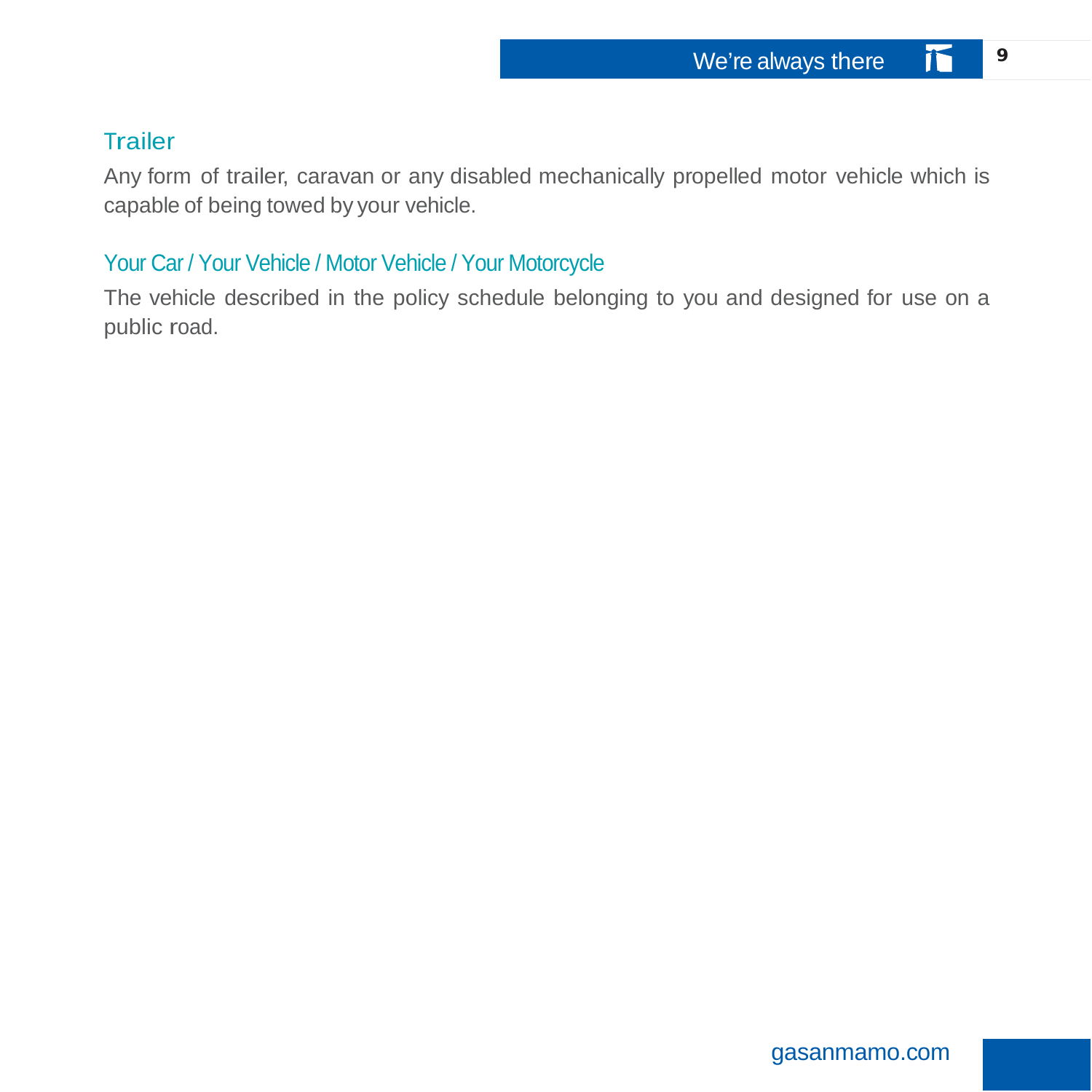### Trailer

Any form of trailer, caravan or any disabled mechanically propelled motor vehicle which is capable of being towed by your vehicle.

### Your Car / Your Vehicle / Motor Vehicle / Your Motorcycle

The vehicle described in the policy schedule belonging to you and designed for use on a public road.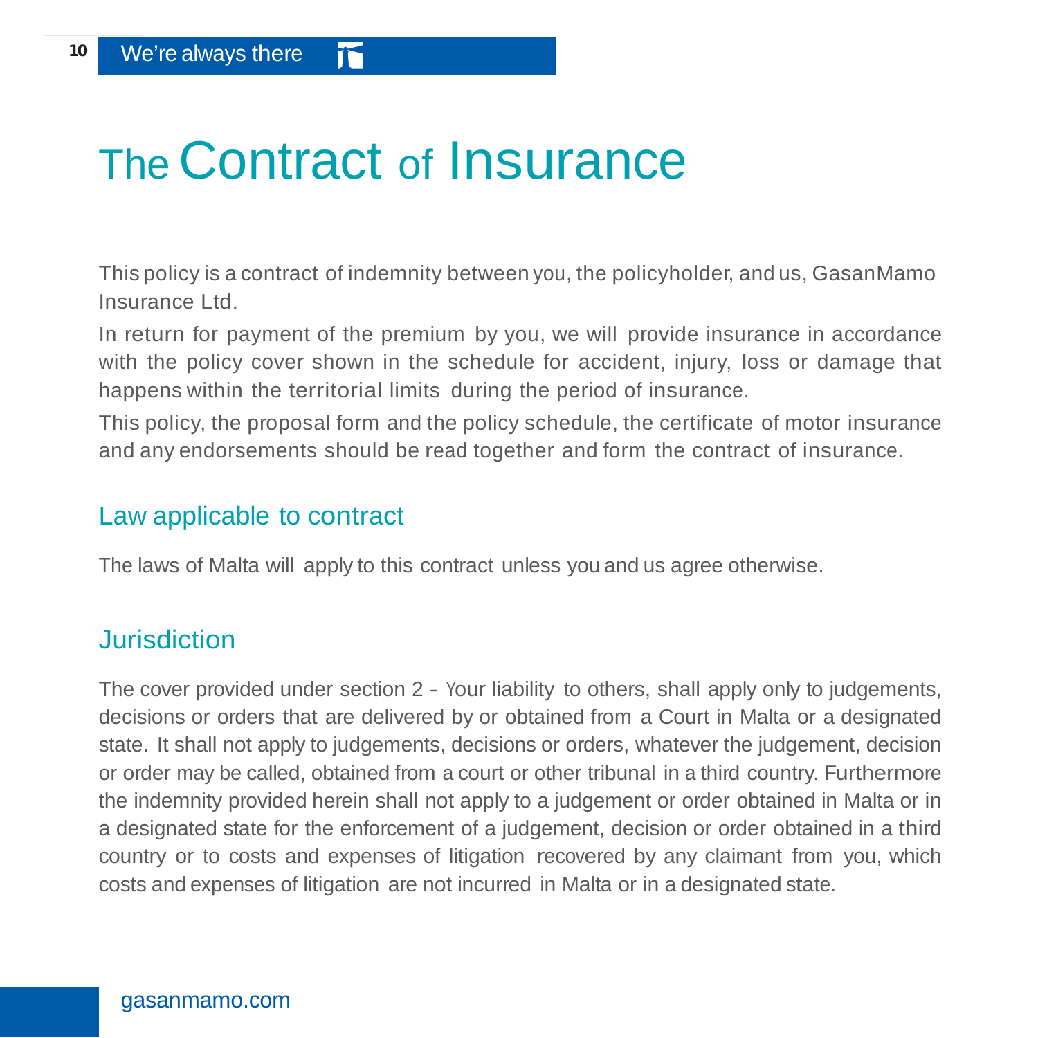# The Contract of Insurance

This policy is a contract of indemnity between you, the policyholder, and us, GasanMamo Insurance Ltd.

In return for payment of the premium by you, we will provide insurance in accordance with the policy cover shown in the schedule for accident, injury, loss or damage that happens within the territorial limits during the period of insurance.

This policy, the proposal form and the policy schedule, the certificate of motor insurance and any endorsements should be read together and form the contract of insurance.

## Law applicable to contract

The laws of Malta will apply to this contract unless you and us agree otherwise.

## Jurisdiction

The cover provided under section 2 - Your liability to others, shall apply only to judgements, decisions or orders that are delivered by or obtained from a Court in Malta or a designated state. It shall not apply to judgements, decisions or orders, whatever the judgement, decision or order may be called, obtained from a court or other tribunal in a third country. Furthermore the indemnity provided herein shall not apply to a judgement or order obtained in Malta or in a designated state for the enforcement of a judgement, decision or order obtained in a third country or to costs and expenses of litigation recovered by any claimant from you, which costs and expenses of litigation are not incurred in Malta or in a designated state.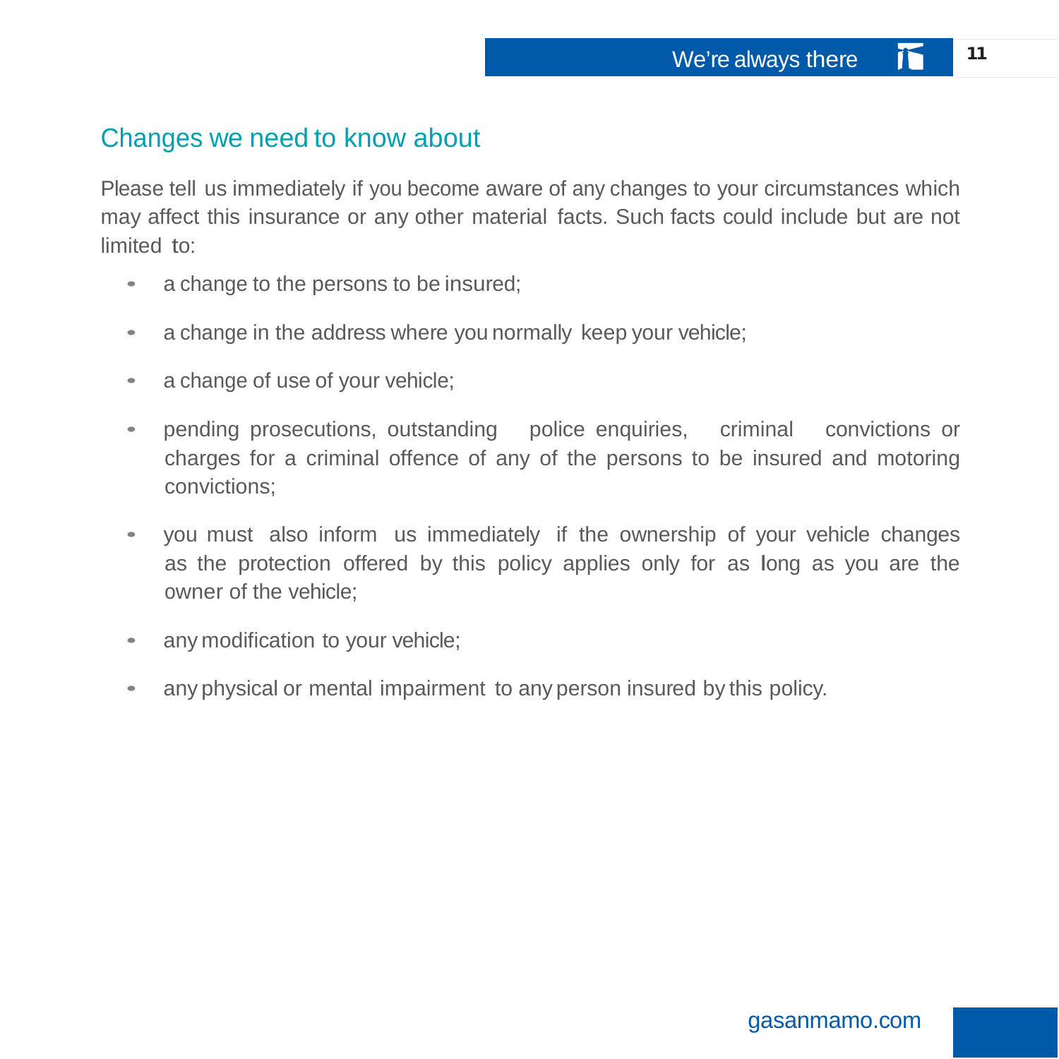## Changes we need to know about

Please tell us immediately if you become aware of any changes to your circumstances which may affect this insurance or any other material facts. Such facts could include but are not limited to:

- a change to the persons to be insured;
- a change in the address where you normally keep your vehicle;
- a change of use of your vehicle;
- pending prosecutions, outstanding police enquiries, criminal convictions or charges for a criminal offence of any of the persons to be insured and motoring convictions;
- you must also inform us immediately if the ownership of your vehicle changes as the protection offered by this policy applies only for as long as you are the owner of the vehicle;
- any modification to your vehicle;
- any physical or mental impairment to any person insured by this policy.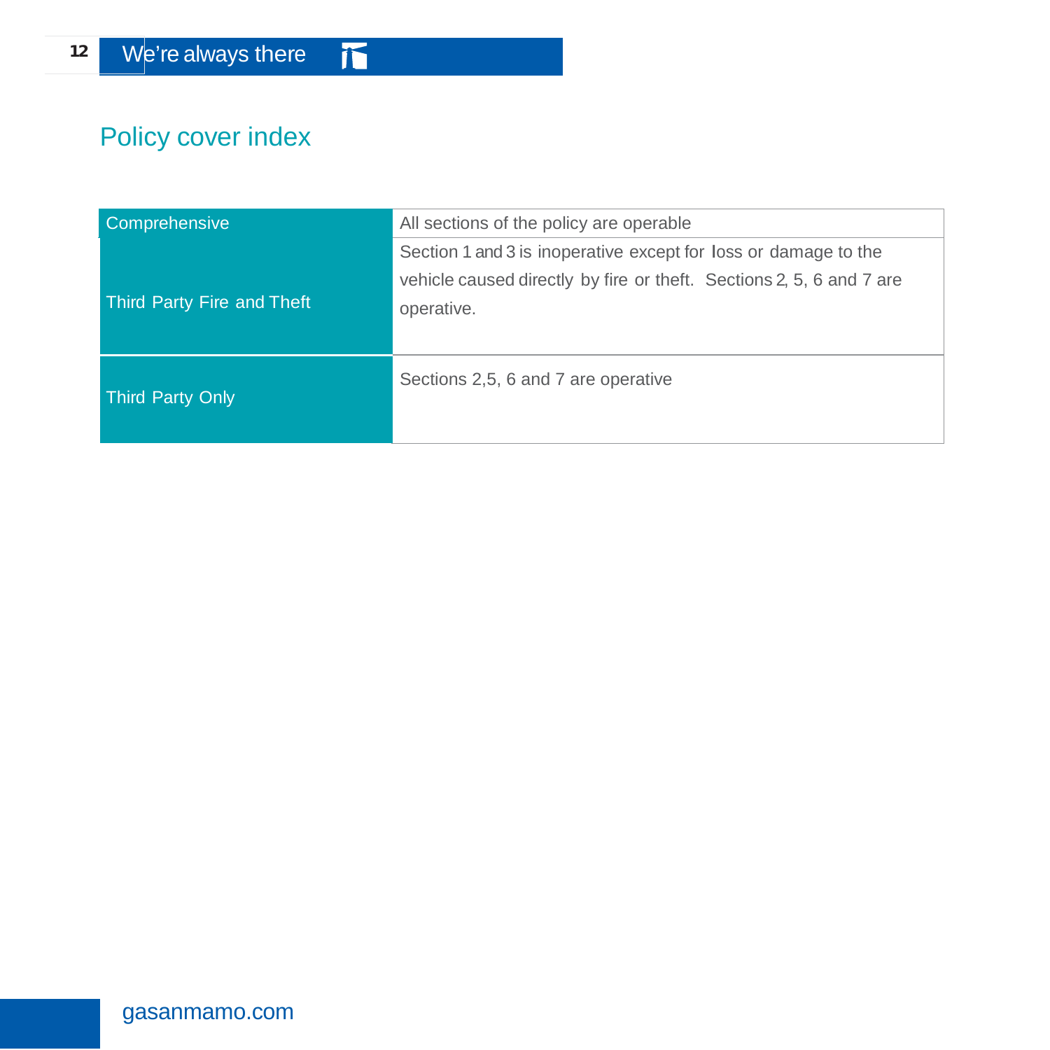## Policy cover index

| | |
|---|---|
| Comprehensive | All sections of the policy are operable |
| Third Party Fire and Theft | Section 1 and 3 is inoperative except for loss or damage to the vehicle caused directly by fire or theft. Sections 2, 5, 6 and 7 are operative. |
| Third Party Only | Sections 2,5, 6 and 7 are operative |

gasanmamo.com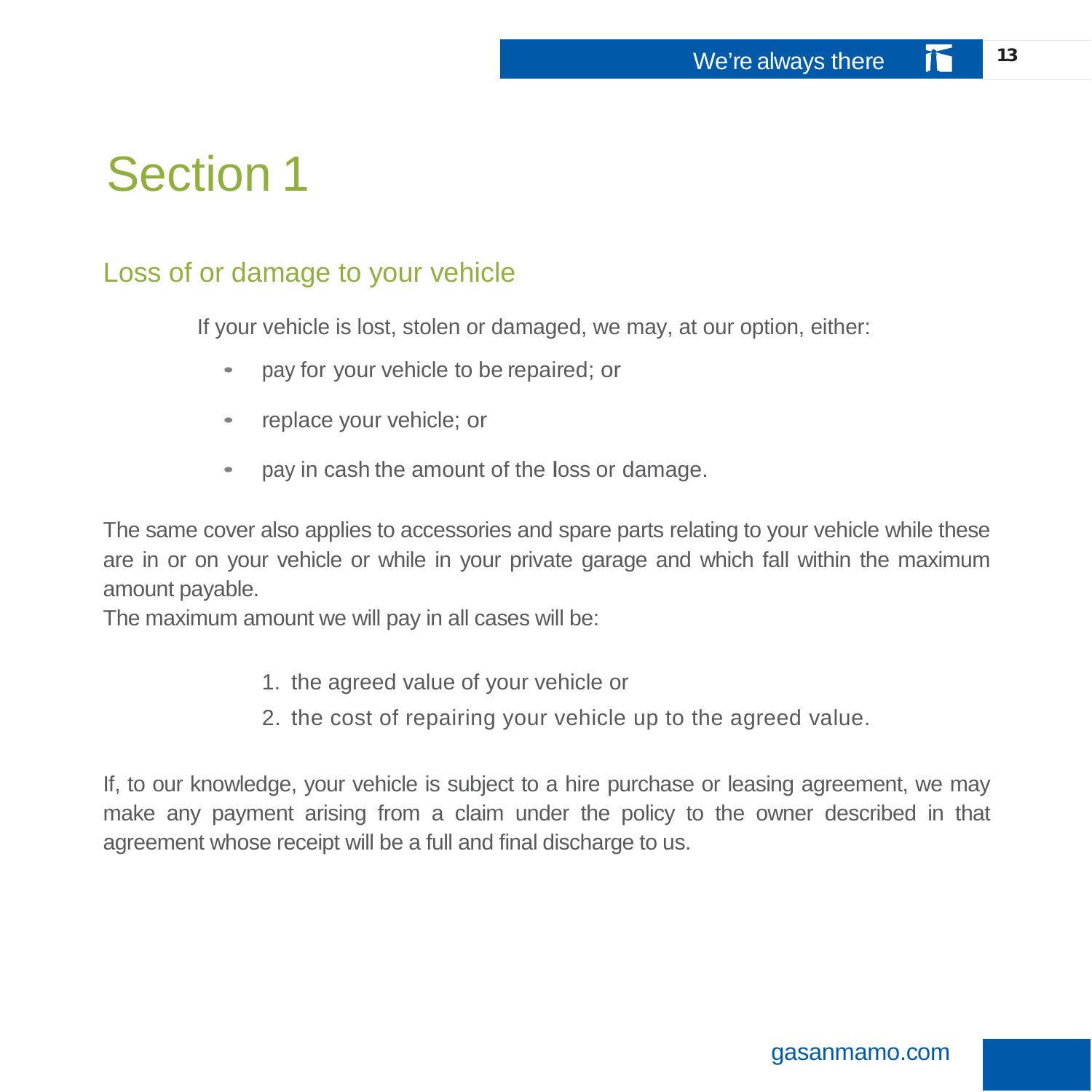# Section 1

## Loss of or damage to your vehicle

If your vehicle is lost, stolen or damaged, we may, at our option, either:

- pay for your vehicle to be repaired; or
- replace your vehicle; or
- pay in cash the amount of the loss or damage.

The same cover also applies to accessories and spare parts relating to your vehicle while these are in or on your vehicle or while in your private garage and which fall within the maximum amount payable.

The maximum amount we will pay in all cases will be:

1. the agreed value of your vehicle or
2. the cost of repairing your vehicle up to the agreed value.

If, to our knowledge, your vehicle is subject to a hire purchase or leasing agreement, we may make any payment arising from a claim under the policy to the owner described in that agreement whose receipt will be a full and final discharge to us.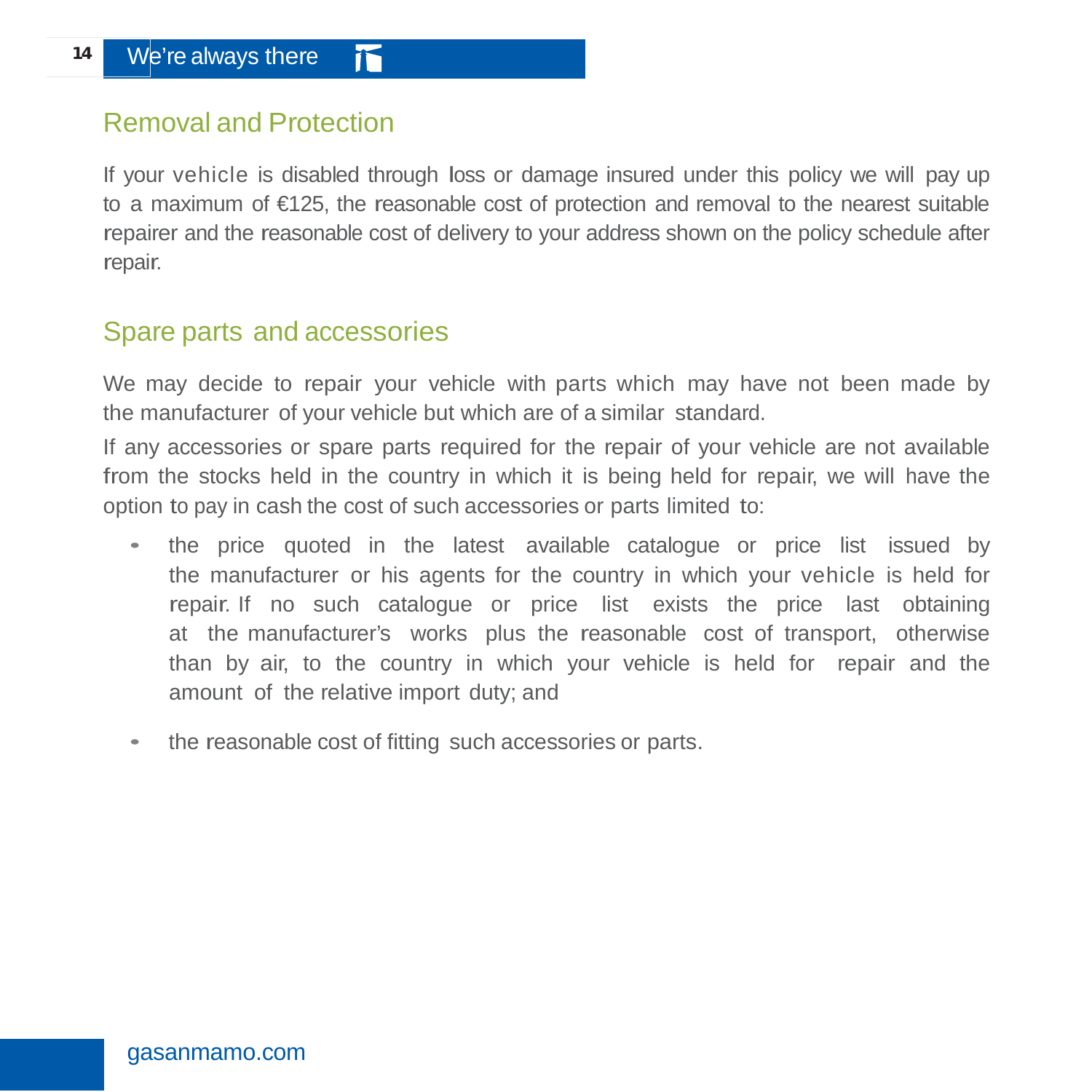## Removal and Protection

If your vehicle is disabled through loss or damage insured under this policy we will pay up to a maximum of €125, the reasonable cost of protection and removal to the nearest suitable repairer and the reasonable cost of delivery to your address shown on the policy schedule after repair.

## Spare parts and accessories

We may decide to repair your vehicle with parts which may have not been made by the manufacturer of your vehicle but which are of a similar standard.

If any accessories or spare parts required for the repair of your vehicle are not available from the stocks held in the country in which it is being held for repair, we will have the option to pay in cash the cost of such accessories or parts limited to:

- the price quoted in the latest available catalogue or price list issued by the manufacturer or his agents for the country in which your vehicle is held for repair. If no such catalogue or price list exists the price last obtaining at the manufacturer's works plus the reasonable cost of transport, otherwise than by air, to the country in which your vehicle is held for repair and the amount of the relative import duty; and
- the reasonable cost of fitting such accessories or parts.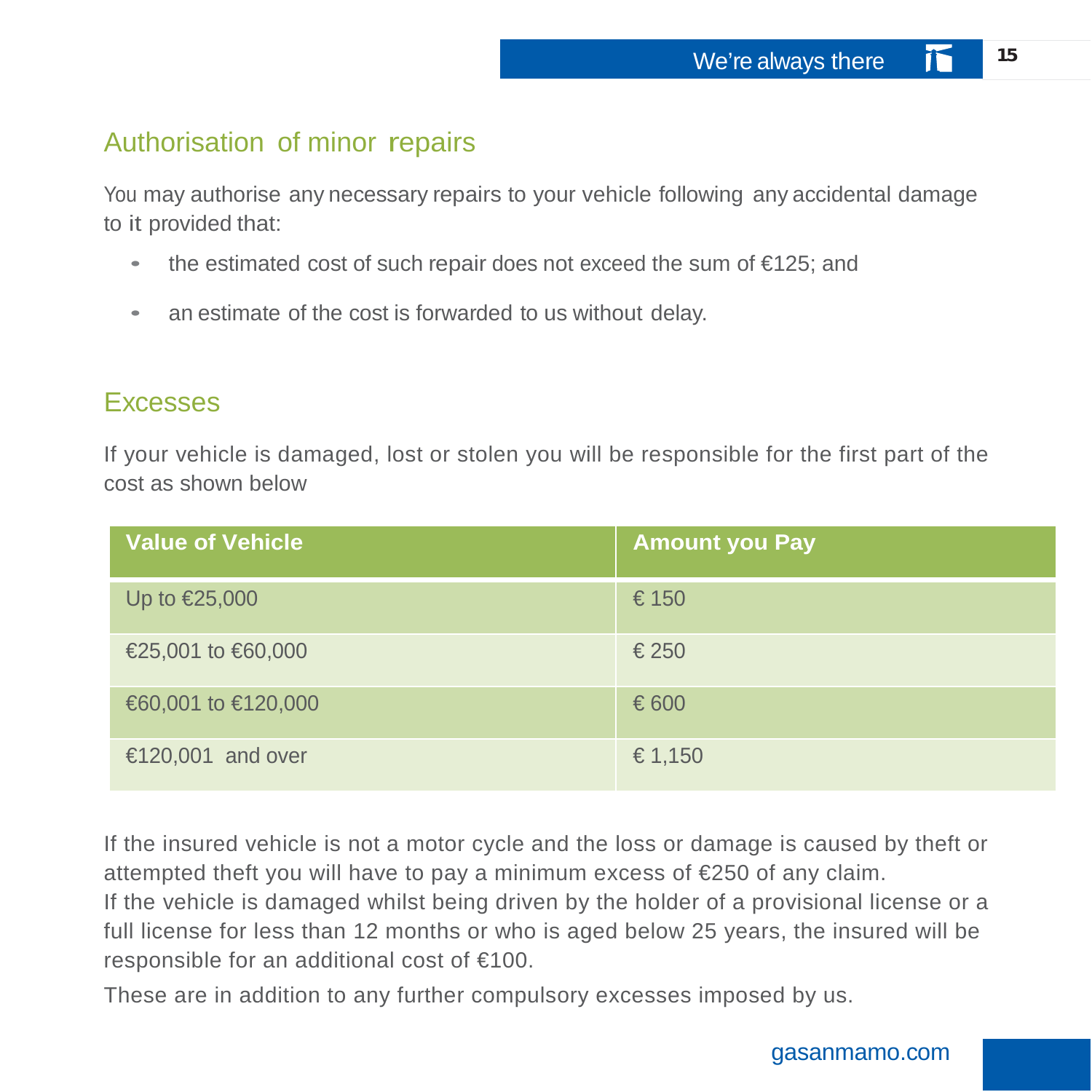## Authorisation of minor repairs

You may authorise any necessary repairs to your vehicle following any accidental damage to it provided that:

- the estimated cost of such repair does not exceed the sum of €125; and
- an estimate of the cost is forwarded to us without delay.

## Excesses

If your vehicle is damaged, lost or stolen you will be responsible for the first part of the cost as shown below

| Value of Vehicle | Amount you Pay |
| --- | --- |
| Up to €25,000 | € 150 |
| €25,001 to €60,000 | € 250 |
| €60,001 to €120,000 | € 600 |
| €120,001 and over | € 1,150 |

If the insured vehicle is not a motor cycle and the loss or damage is caused by theft or attempted theft you will have to pay a minimum excess of €250 of any claim.
If the vehicle is damaged whilst being driven by the holder of a provisional license or a full license for less than 12 months or who is aged below 25 years, the insured will be responsible for an additional cost of €100.

These are in addition to any further compulsory excesses imposed by us.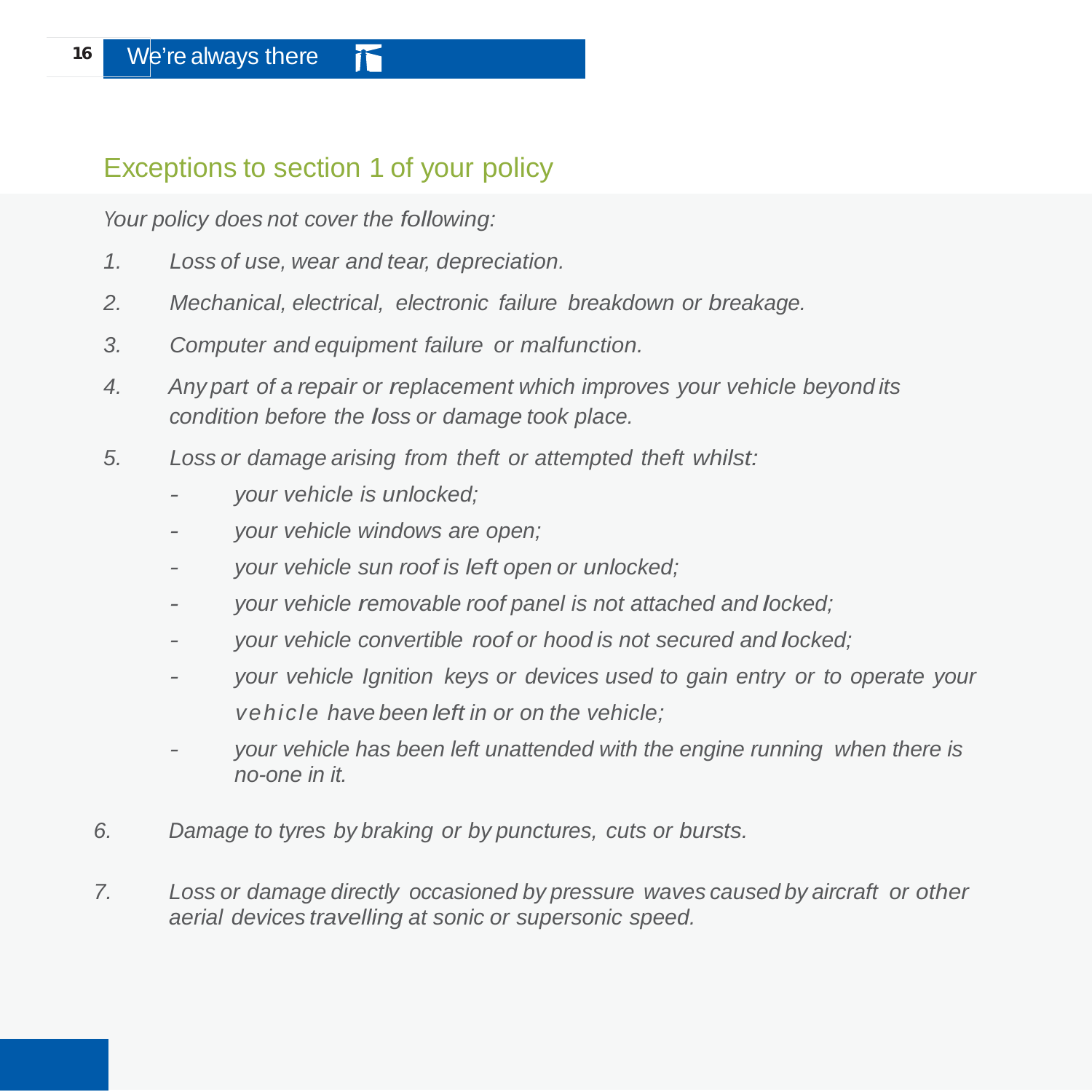## Exceptions to section 1 of your policy

*Your policy does not cover the following:*

1. *Loss of use, wear and tear, depreciation.*
2. *Mechanical, electrical, electronic failure breakdown or breakage.*
3. *Computer and equipment failure or malfunction.*
4. *Any part of a repair or replacement which improves your vehicle beyond its condition before the loss or damage took place.*
5. *Loss or damage arising from theft or attempted theft whilst:*
   - *your vehicle is unlocked;*
   - *your vehicle windows are open;*
   - *your vehicle sun roof is left open or unlocked;*
   - *your vehicle removable roof panel is not attached and locked;*
   - *your vehicle convertible roof or hood is not secured and locked;*
   - *your vehicle Ignition keys or devices used to gain entry or to operate your vehicle have been left in or on the vehicle;*
   - *your vehicle has been left unattended with the engine running when there is no-one in it.*
6. *Damage to tyres by braking or by punctures, cuts or bursts.*
7. *Loss or damage directly occasioned by pressure waves caused by aircraft or other aerial devices travelling at sonic or supersonic speed.*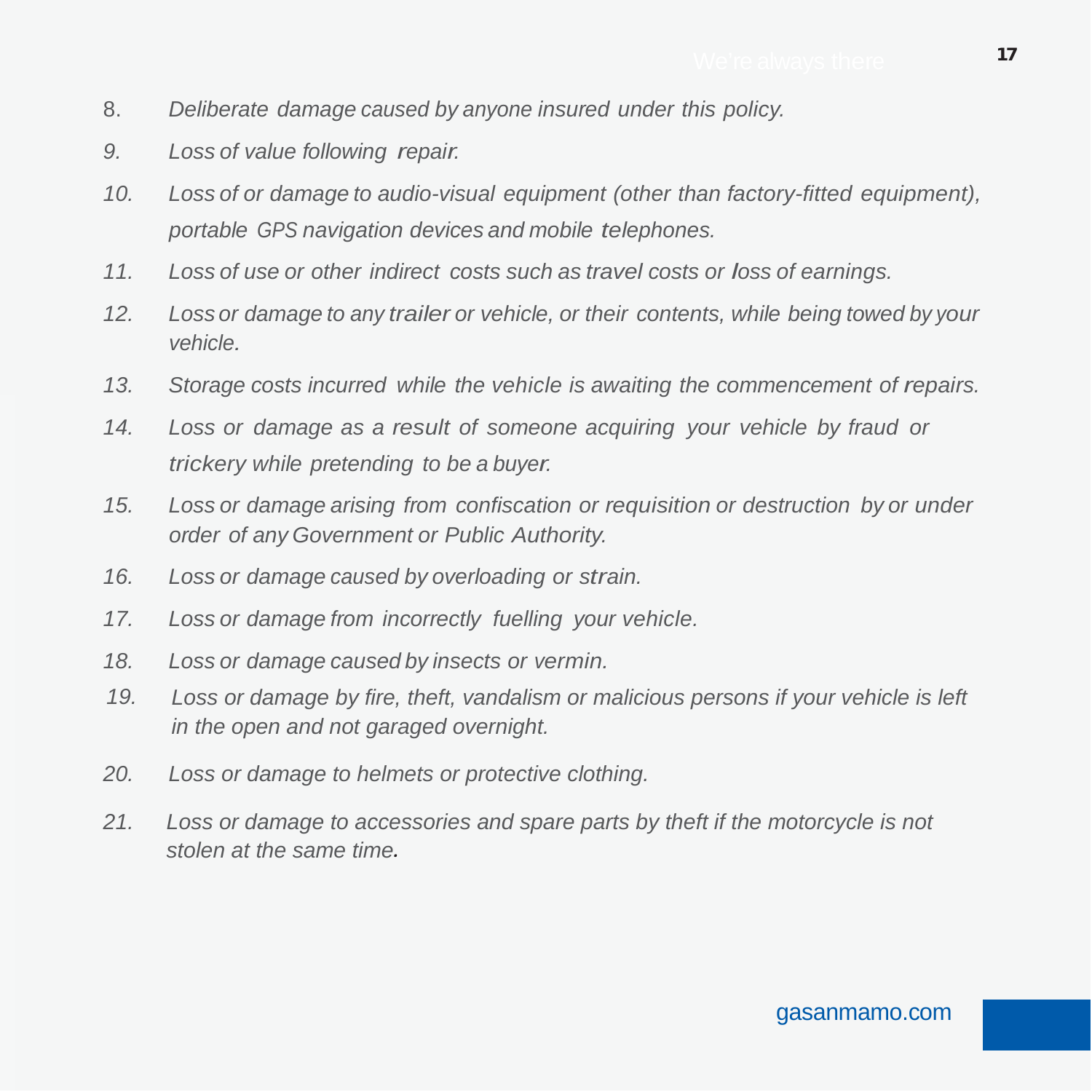8. *Deliberate damage caused by anyone insured under this policy.*
9. *Loss of value following repair.*
10. *Loss of or damage to audio-visual equipment (other than factory-fitted equipment), portable GPS navigation devices and mobile telephones.*
11. *Loss of use or other indirect costs such as travel costs or loss of earnings.*
12. *Loss or damage to any trailer or vehicle, or their contents, while being towed by your vehicle.*
13. *Storage costs incurred while the vehicle is awaiting the commencement of repairs.*
14. *Loss or damage as a result of someone acquiring your vehicle by fraud or trickery while pretending to be a buyer.*
15. *Loss or damage arising from confiscation or requisition or destruction by or under order of any Government or Public Authority.*
16. *Loss or damage caused by overloading or strain.*
17. *Loss or damage from incorrectly fuelling your vehicle.*
18. *Loss or damage caused by insects or vermin.*
19. *Loss or damage by fire, theft, vandalism or malicious persons if your vehicle is left in the open and not garaged overnight.*
20. *Loss or damage to helmets or protective clothing.*
21. *Loss or damage to accessories and spare parts by theft if the motorcycle is not stolen at the same time.*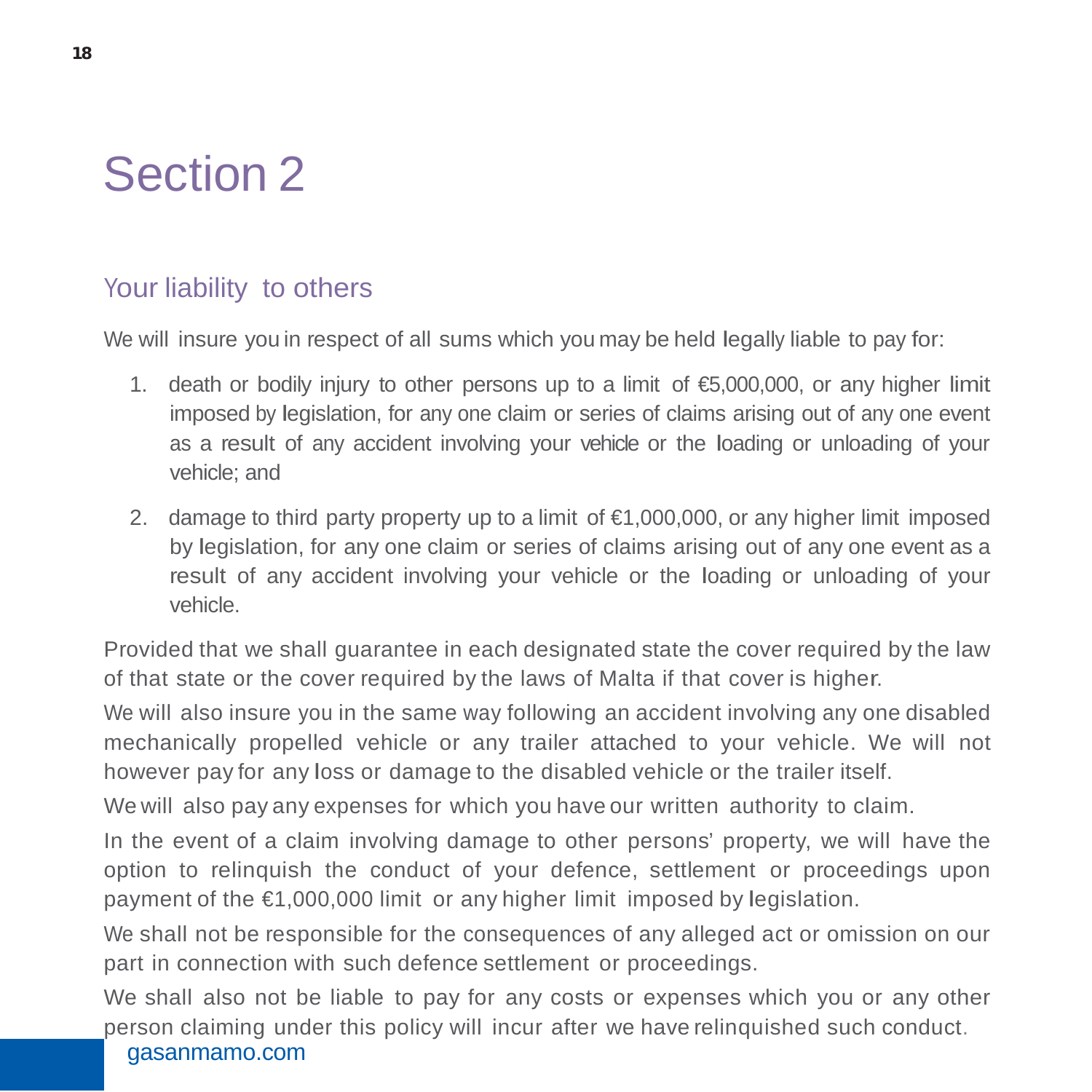# Section 2

## Your liability to others

We will insure you in respect of all sums which you may be held legally liable to pay for:

1. death or bodily injury to other persons up to a limit of €5,000,000, or any higher limit imposed by legislation, for any one claim or series of claims arising out of any one event as a result of any accident involving your vehicle or the loading or unloading of your vehicle; and

2. damage to third party property up to a limit of €1,000,000, or any higher limit imposed by legislation, for any one claim or series of claims arising out of any one event as a result of any accident involving your vehicle or the loading or unloading of your vehicle.

Provided that we shall guarantee in each designated state the cover required by the law of that state or the cover required by the laws of Malta if that cover is higher.

We will also insure you in the same way following an accident involving any one disabled mechanically propelled vehicle or any trailer attached to your vehicle. We will not however pay for any loss or damage to the disabled vehicle or the trailer itself.

We will also pay any expenses for which you have our written authority to claim.

In the event of a claim involving damage to other persons' property, we will have the option to relinquish the conduct of your defence, settlement or proceedings upon payment of the €1,000,000 limit or any higher limit imposed by legislation.

We shall not be responsible for the consequences of any alleged act or omission on our part in connection with such defence settlement or proceedings.

We shall also not be liable to pay for any costs or expenses which you or any other person claiming under this policy will incur after we have relinquished such conduct.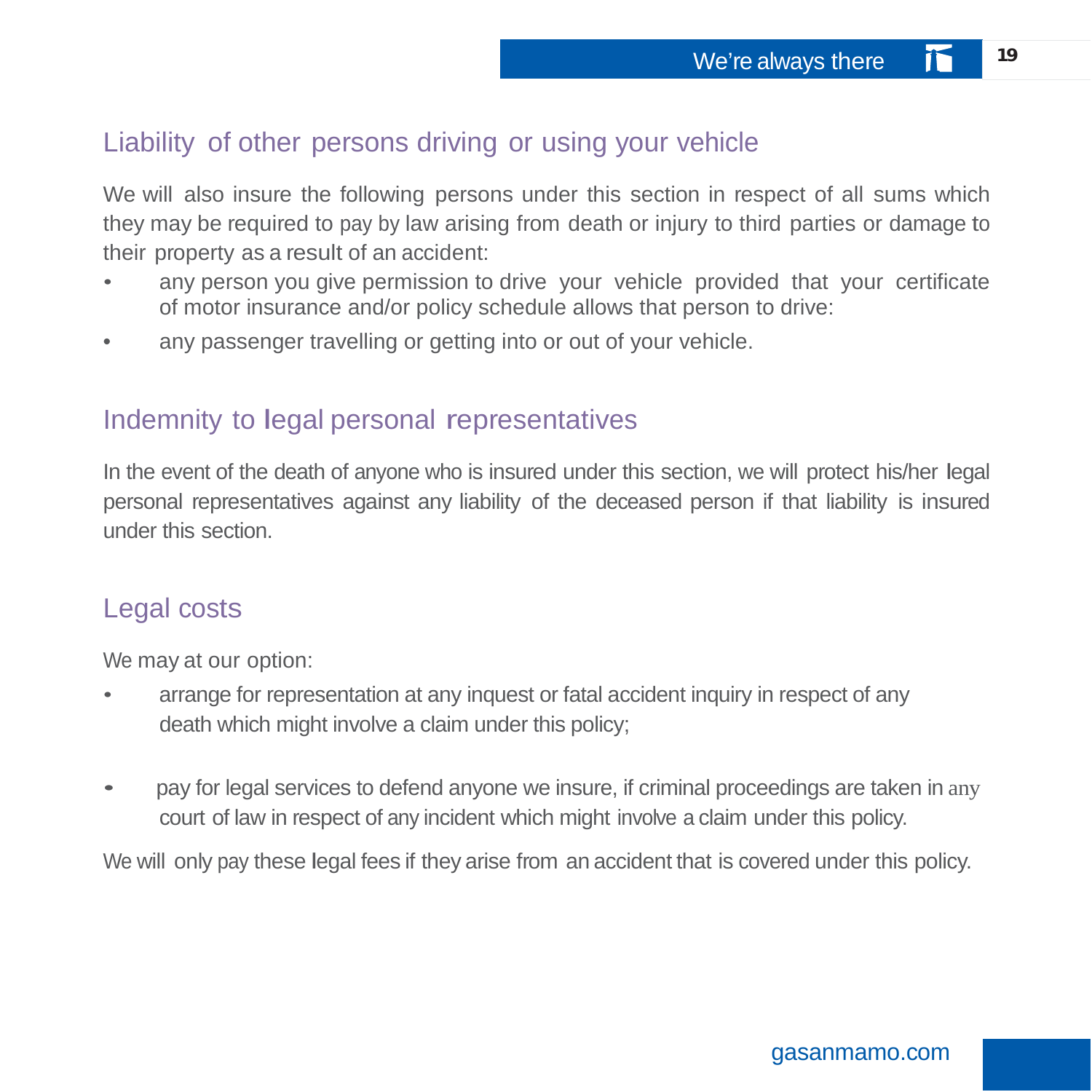## Liability of other persons driving or using your vehicle

We will also insure the following persons under this section in respect of all sums which they may be required to pay by law arising from death or injury to third parties or damage to their property as a result of an accident:

- any person you give permission to drive your vehicle provided that your certificate of motor insurance and/or policy schedule allows that person to drive:
- any passenger travelling or getting into or out of your vehicle.

## Indemnity to legal personal representatives

In the event of the death of anyone who is insured under this section, we will protect his/her legal personal representatives against any liability of the deceased person if that liability is insured under this section.

## Legal costs

We may at our option:

- arrange for representation at any inquest or fatal accident inquiry in respect of any death which might involve a claim under this policy;
- pay for legal services to defend anyone we insure, if criminal proceedings are taken in any court of law in respect of any incident which might involve a claim under this policy.

We will only pay these legal fees if they arise from an accident that is covered under this policy.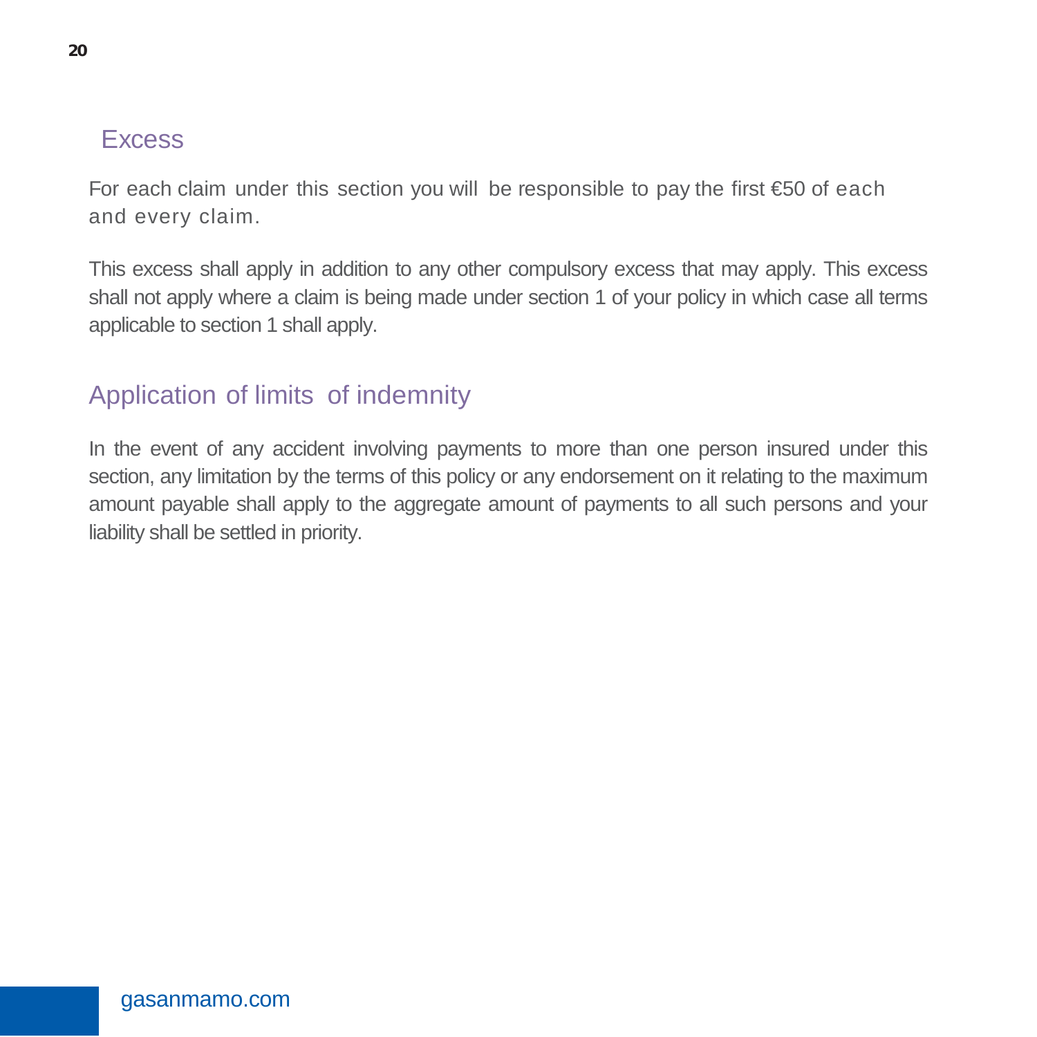## Excess

For each claim under this section you will be responsible to pay the first €50 of each and every claim.

This excess shall apply in addition to any other compulsory excess that may apply. This excess shall not apply where a claim is being made under section 1 of your policy in which case all terms applicable to section 1 shall apply.

## Application of limits of indemnity

In the event of any accident involving payments to more than one person insured under this section, any limitation by the terms of this policy or any endorsement on it relating to the maximum amount payable shall apply to the aggregate amount of payments to all such persons and your liability shall be settled in priority.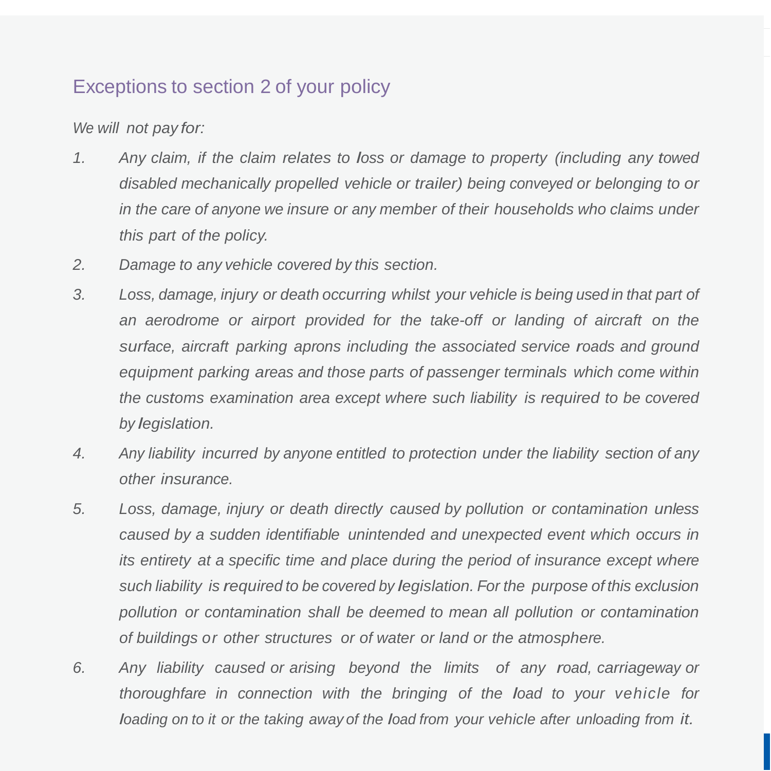## Exceptions to section 2 of your policy

*We will not pay for:*

1. *Any claim, if the claim relates to loss or damage to property (including any towed disabled mechanically propelled vehicle or trailer) being conveyed or belonging to or in the care of anyone we insure or any member of their households who claims under this part of the policy.*
2. *Damage to any vehicle covered by this section.*
3. *Loss, damage, injury or death occurring whilst your vehicle is being used in that part of an aerodrome or airport provided for the take-off or landing of aircraft on the surface, aircraft parking aprons including the associated service roads and ground equipment parking areas and those parts of passenger terminals which come within the customs examination area except where such liability is required to be covered by legislation.*
4. *Any liability incurred by anyone entitled to protection under the liability section of any other insurance.*
5. *Loss, damage, injury or death directly caused by pollution or contamination unless caused by a sudden identifiable unintended and unexpected event which occurs in its entirety at a specific time and place during the period of insurance except where such liability is required to be covered by legislation. For the purpose of this exclusion pollution or contamination shall be deemed to mean all pollution or contamination of buildings or other structures or of water or land or the atmosphere.*
6. *Any liability caused or arising beyond the limits of any road, carriageway or thoroughfare in connection with the bringing of the load to your vehicle for loading on to it or the taking away of the load from your vehicle after unloading from it.*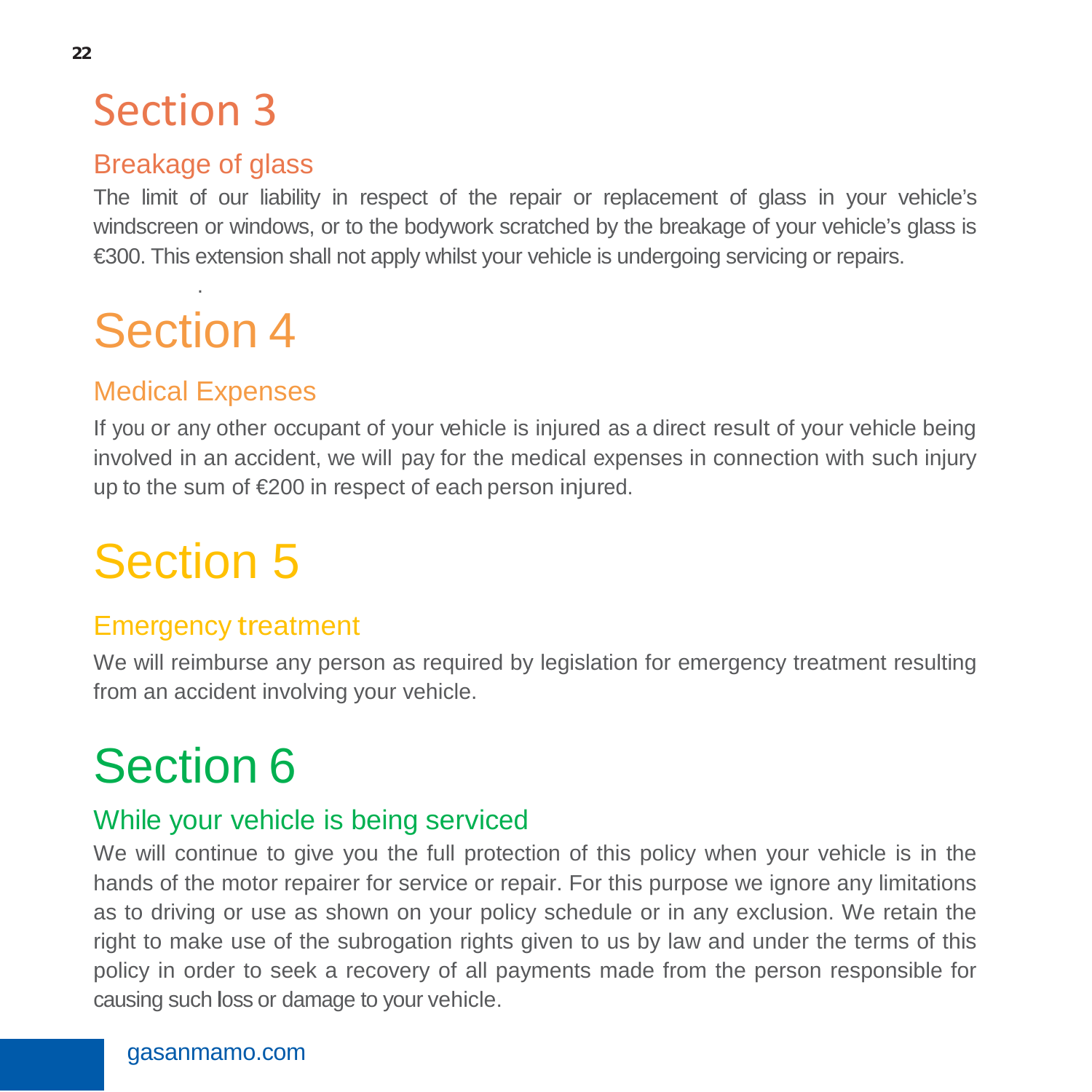# Section 3

## Breakage of glass

The limit of our liability in respect of the repair or replacement of glass in your vehicle's windscreen or windows, or to the bodywork scratched by the breakage of your vehicle's glass is €300. This extension shall not apply whilst your vehicle is undergoing servicing or repairs.

# Section 4

## Medical Expenses

If you or any other occupant of your vehicle is injured as a direct result of your vehicle being involved in an accident, we will pay for the medical expenses in connection with such injury up to the sum of €200 in respect of each person injured.

# Section 5

## Emergency treatment

We will reimburse any person as required by legislation for emergency treatment resulting from an accident involving your vehicle.

# Section 6

## While your vehicle is being serviced

We will continue to give you the full protection of this policy when your vehicle is in the hands of the motor repairer for service or repair. For this purpose we ignore any limitations as to driving or use as shown on your policy schedule or in any exclusion. We retain the right to make use of the subrogation rights given to us by law and under the terms of this policy in order to seek a recovery of all payments made from the person responsible for causing such loss or damage to your vehicle.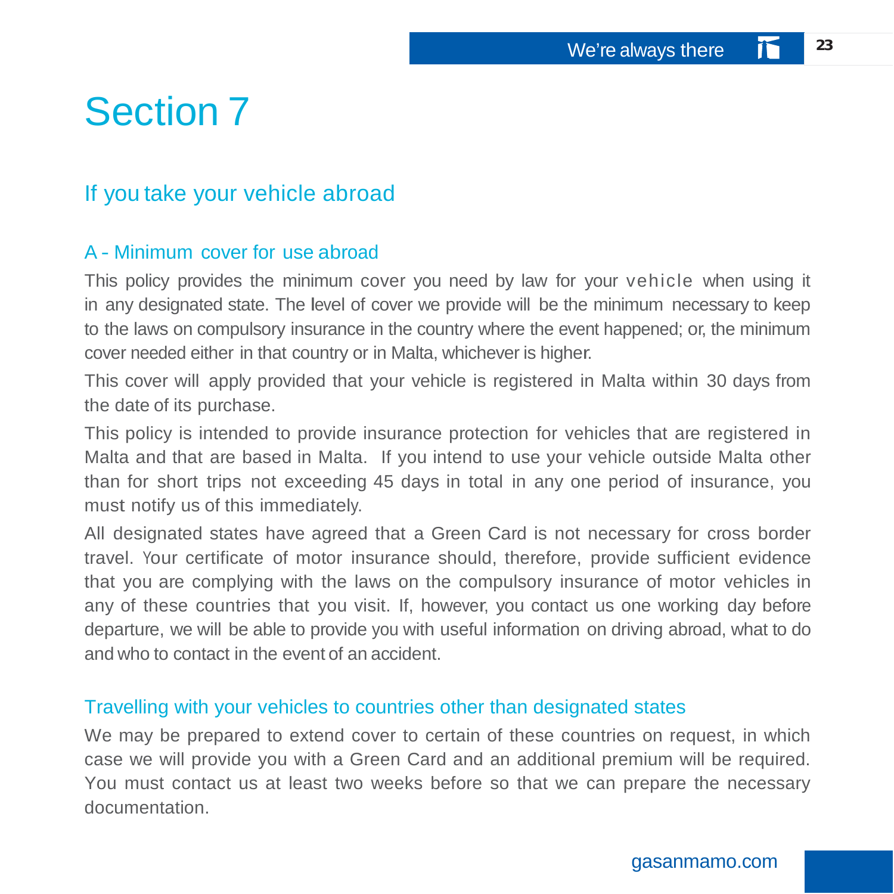# Section 7

## If you take your vehicle abroad

### A - Minimum cover for use abroad

This policy provides the minimum cover you need by law for your vehicle when using it in any designated state. The level of cover we provide will be the minimum necessary to keep to the laws on compulsory insurance in the country where the event happened; or, the minimum cover needed either in that country or in Malta, whichever is higher.

This cover will apply provided that your vehicle is registered in Malta within 30 days from the date of its purchase.

This policy is intended to provide insurance protection for vehicles that are registered in Malta and that are based in Malta. If you intend to use your vehicle outside Malta other than for short trips not exceeding 45 days in total in any one period of insurance, you must notify us of this immediately.

All designated states have agreed that a Green Card is not necessary for cross border travel. Your certificate of motor insurance should, therefore, provide sufficient evidence that you are complying with the laws on the compulsory insurance of motor vehicles in any of these countries that you visit. If, however, you contact us one working day before departure, we will be able to provide you with useful information on driving abroad, what to do and who to contact in the event of an accident.

### Travelling with your vehicles to countries other than designated states

We may be prepared to extend cover to certain of these countries on request, in which case we will provide you with a Green Card and an additional premium will be required. You must contact us at least two weeks before so that we can prepare the necessary documentation.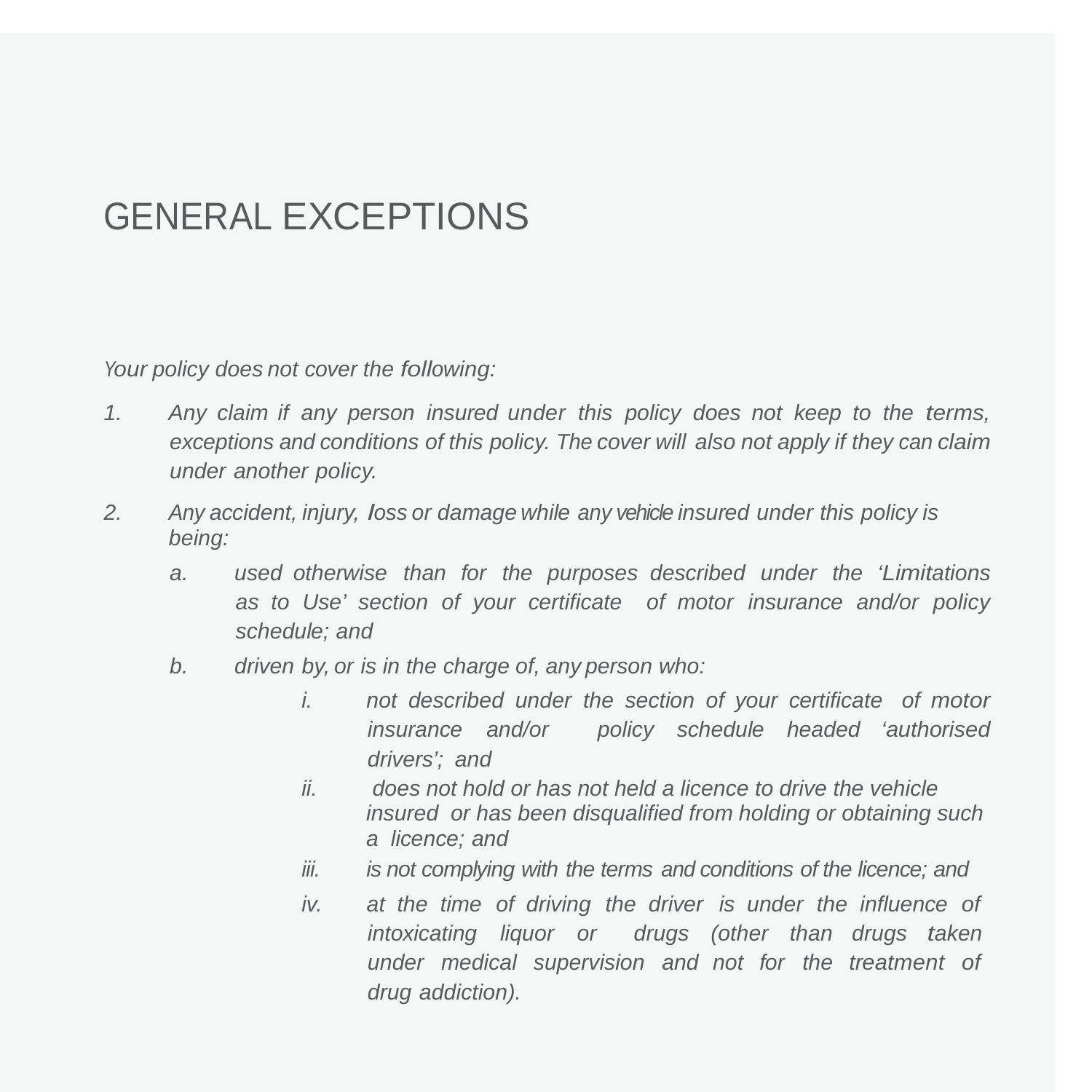# GENERAL EXCEPTIONS

*Your policy does not cover the following:*

1. *Any claim if any person insured under this policy does not keep to the terms, exceptions and conditions of this policy. The cover will also not apply if they can claim under another policy.*
2. *Any accident, injury, loss or damage while any vehicle insured under this policy is being:*
   a. *used otherwise than for the purposes described under the 'Limitations as to Use' section of your certificate of motor insurance and/or policy schedule; and*
   b. *driven by, or is in the charge of, any person who:*
      i. *not described under the section of your certificate of motor insurance and/or policy schedule headed 'authorised drivers'; and*
      ii. *does not hold or has not held a licence to drive the vehicle insured or has been disqualified from holding or obtaining such a licence; and*
      iii. *is not complying with the terms and conditions of the licence; and*
      iv. *at the time of driving the driver is under the influence of intoxicating liquor or drugs (other than drugs taken under medical supervision and not for the treatment of drug addiction).*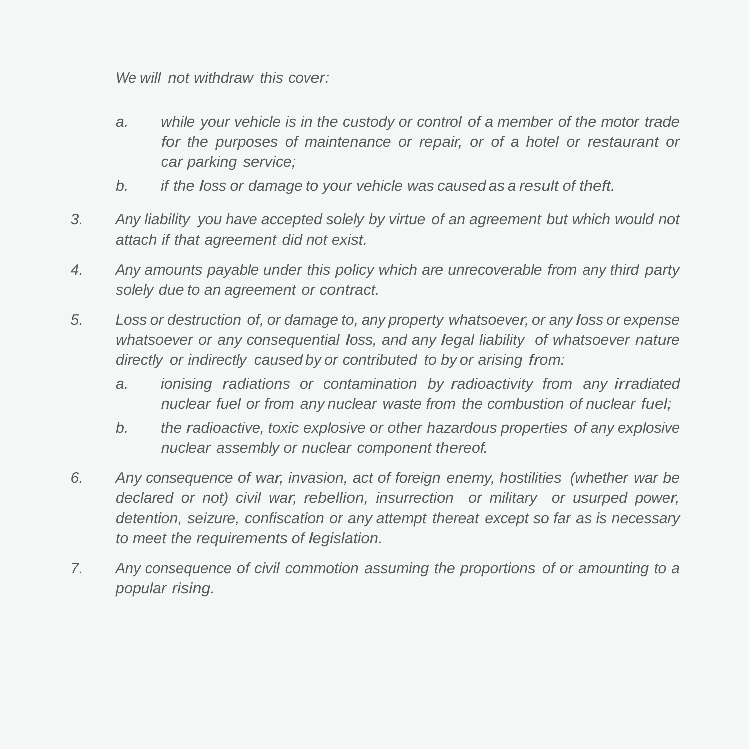*We will not withdraw this cover:*

*a. while your vehicle is in the custody or control of a member of the motor trade for the purposes of maintenance or repair, or of a hotel or restaurant or car parking service;*

*b. if the loss or damage to your vehicle was caused as a result of theft.*

3. *Any liability you have accepted solely by virtue of an agreement but which would not attach if that agreement did not exist.*

4. *Any amounts payable under this policy which are unrecoverable from any third party solely due to an agreement or contract.*

5. *Loss or destruction of, or damage to, any property whatsoever, or any loss or expense whatsoever or any consequential loss, and any legal liability of whatsoever nature directly or indirectly caused by or contributed to by or arising from:*

   *a. ionising radiations or contamination by radioactivity from any irradiated nuclear fuel or from any nuclear waste from the combustion of nuclear fuel;*

   *b. the radioactive, toxic explosive or other hazardous properties of any explosive nuclear assembly or nuclear component thereof.*

6. *Any consequence of war, invasion, act of foreign enemy, hostilities (whether war be declared or not) civil war, rebellion, insurrection or military or usurped power, detention, seizure, confiscation or any attempt thereat except so far as is necessary to meet the requirements of legislation.*

7. *Any consequence of civil commotion assuming the proportions of or amounting to a popular rising.*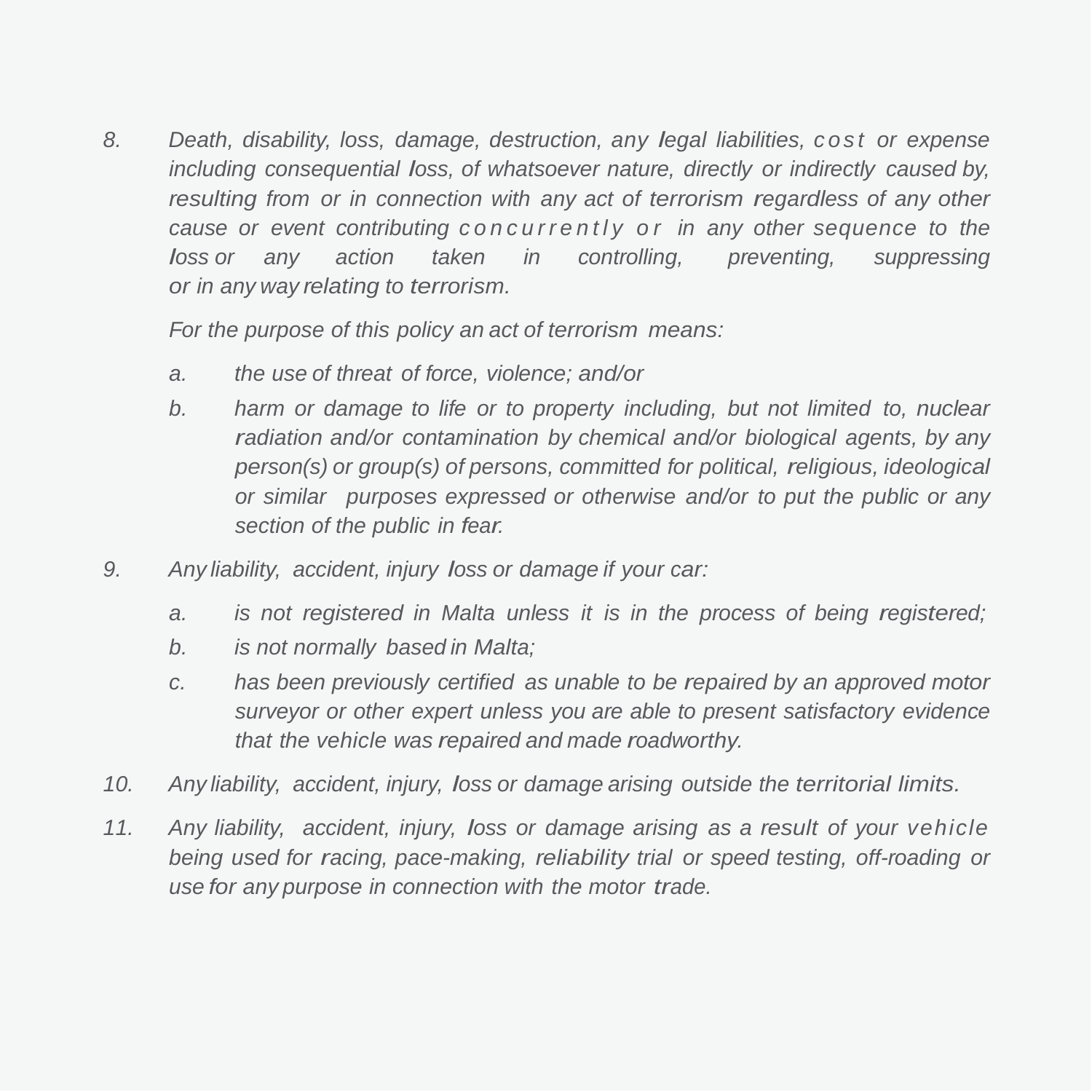8. *Death, disability, loss, damage, destruction, any legal liabilities, cost or expense including consequential loss, of whatsoever nature, directly or indirectly caused by, resulting from or in connection with any act of terrorism regardless of any other cause or event contributing concurrently or in any other sequence to the loss or any action taken in controlling, preventing, suppressing or in any way relating to terrorism.*

   *For the purpose of this policy an act of terrorism means:*

   a. *the use of threat of force, violence; and/or*
   b. *harm or damage to life or to property including, but not limited to, nuclear radiation and/or contamination by chemical and/or biological agents, by any person(s) or group(s) of persons, committed for political, religious, ideological or similar purposes expressed or otherwise and/or to put the public or any section of the public in fear.*

9. *Any liability, accident, injury loss or damage if your car:*

   a. *is not registered in Malta unless it is in the process of being registered;*
   b. *is not normally based in Malta;*
   c. *has been previously certified as unable to be repaired by an approved motor surveyor or other expert unless you are able to present satisfactory evidence that the vehicle was repaired and made roadworthy.*

10. *Any liability, accident, injury, loss or damage arising outside the territorial limits.*

11. *Any liability, accident, injury, loss or damage arising as a result of your vehicle being used for racing, pace-making, reliability trial or speed testing, off-roading or use for any purpose in connection with the motor trade.*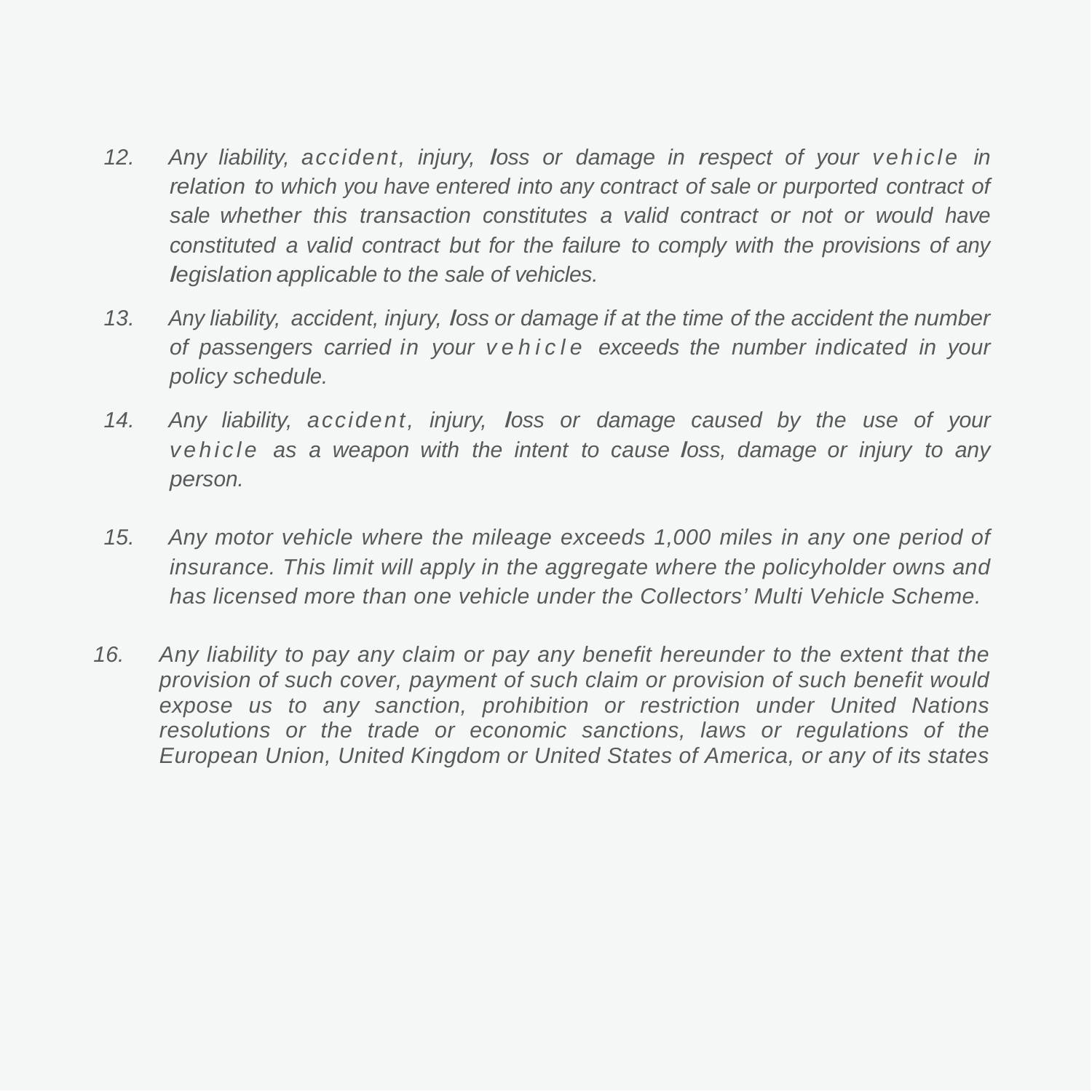12. *Any liability, accident, injury, loss or damage in respect of your vehicle in relation to which you have entered into any contract of sale or purported contract of sale whether this transaction constitutes a valid contract or not or would have constituted a valid contract but for the failure to comply with the provisions of any legislation applicable to the sale of vehicles.*

13. *Any liability, accident, injury, loss or damage if at the time of the accident the number of passengers carried in your vehicle exceeds the number indicated in your policy schedule.*

14. *Any liability, accident, injury, loss or damage caused by the use of your vehicle as a weapon with the intent to cause loss, damage or injury to any person.*

15. *Any motor vehicle where the mileage exceeds 1,000 miles in any one period of insurance. This limit will apply in the aggregate where the policyholder owns and has licensed more than one vehicle under the Collectors' Multi Vehicle Scheme.*

16. *Any liability to pay any claim or pay any benefit hereunder to the extent that the provision of such cover, payment of such claim or provision of such benefit would expose us to any sanction, prohibition or restriction under United Nations resolutions or the trade or economic sanctions, laws or regulations of the European Union, United Kingdom or United States of America, or any of its states*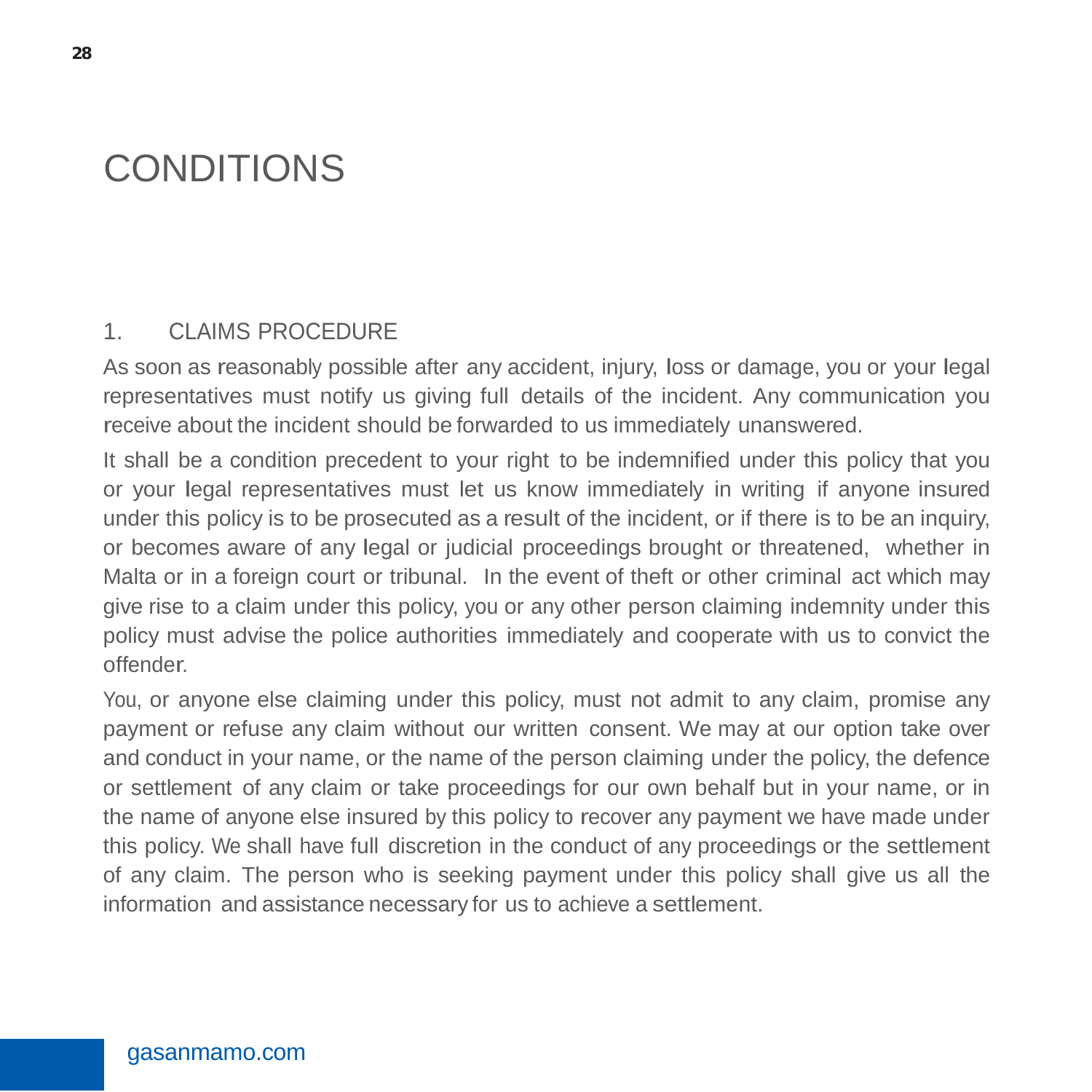# CONDITIONS

## 1. CLAIMS PROCEDURE

As soon as reasonably possible after any accident, injury, loss or damage, you or your legal representatives must notify us giving full details of the incident. Any communication you receive about the incident should be forwarded to us immediately unanswered.

It shall be a condition precedent to your right to be indemnified under this policy that you or your legal representatives must let us know immediately in writing if anyone insured under this policy is to be prosecuted as a result of the incident, or if there is to be an inquiry, or becomes aware of any legal or judicial proceedings brought or threatened, whether in Malta or in a foreign court or tribunal. In the event of theft or other criminal act which may give rise to a claim under this policy, you or any other person claiming indemnity under this policy must advise the police authorities immediately and cooperate with us to convict the offender.

You, or anyone else claiming under this policy, must not admit to any claim, promise any payment or refuse any claim without our written consent. We may at our option take over and conduct in your name, or the name of the person claiming under the policy, the defence or settlement of any claim or take proceedings for our own behalf but in your name, or in the name of anyone else insured by this policy to recover any payment we have made under this policy. We shall have full discretion in the conduct of any proceedings or the settlement of any claim. The person who is seeking payment under this policy shall give us all the information and assistance necessary for us to achieve a settlement.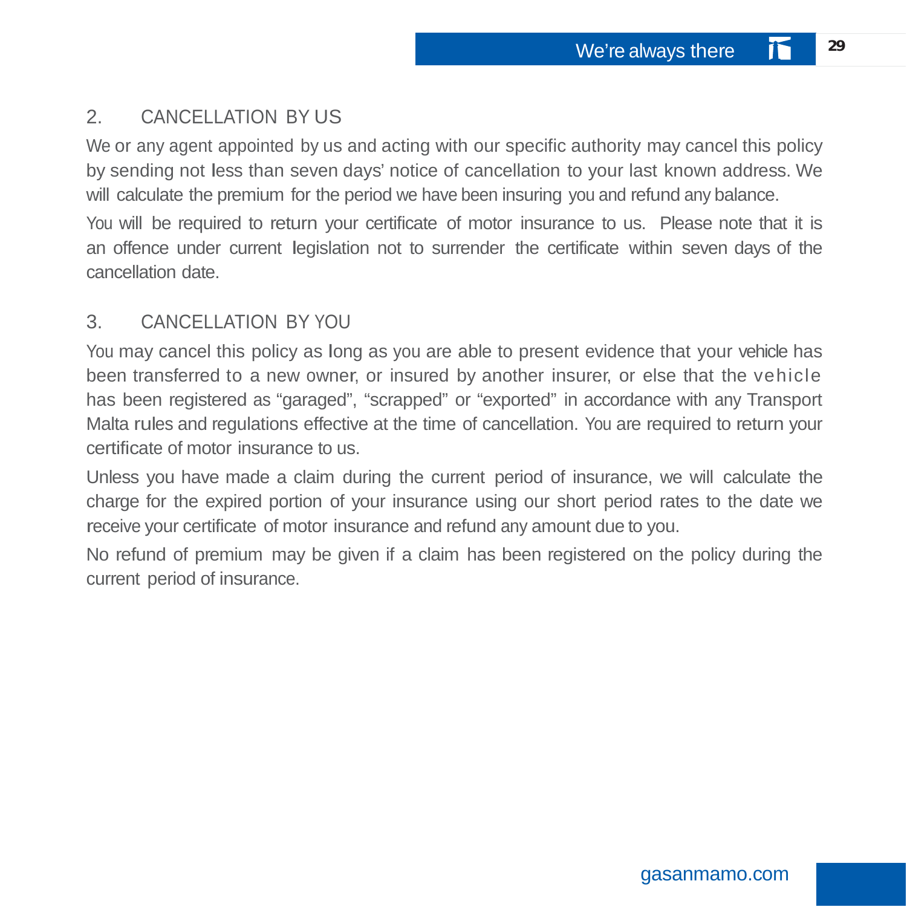## 2. CANCELLATION BY US

We or any agent appointed by us and acting with our specific authority may cancel this policy by sending not less than seven days' notice of cancellation to your last known address. We will calculate the premium for the period we have been insuring you and refund any balance.

You will be required to return your certificate of motor insurance to us. Please note that it is an offence under current legislation not to surrender the certificate within seven days of the cancellation date.

## 3. CANCELLATION BY YOU

You may cancel this policy as long as you are able to present evidence that your vehicle has been transferred to a new owner, or insured by another insurer, or else that the vehicle has been registered as "garaged", "scrapped" or "exported" in accordance with any Transport Malta rules and regulations effective at the time of cancellation. You are required to return your certificate of motor insurance to us.

Unless you have made a claim during the current period of insurance, we will calculate the charge for the expired portion of your insurance using our short period rates to the date we receive your certificate of motor insurance and refund any amount due to you.

No refund of premium may be given if a claim has been registered on the policy during the current period of insurance.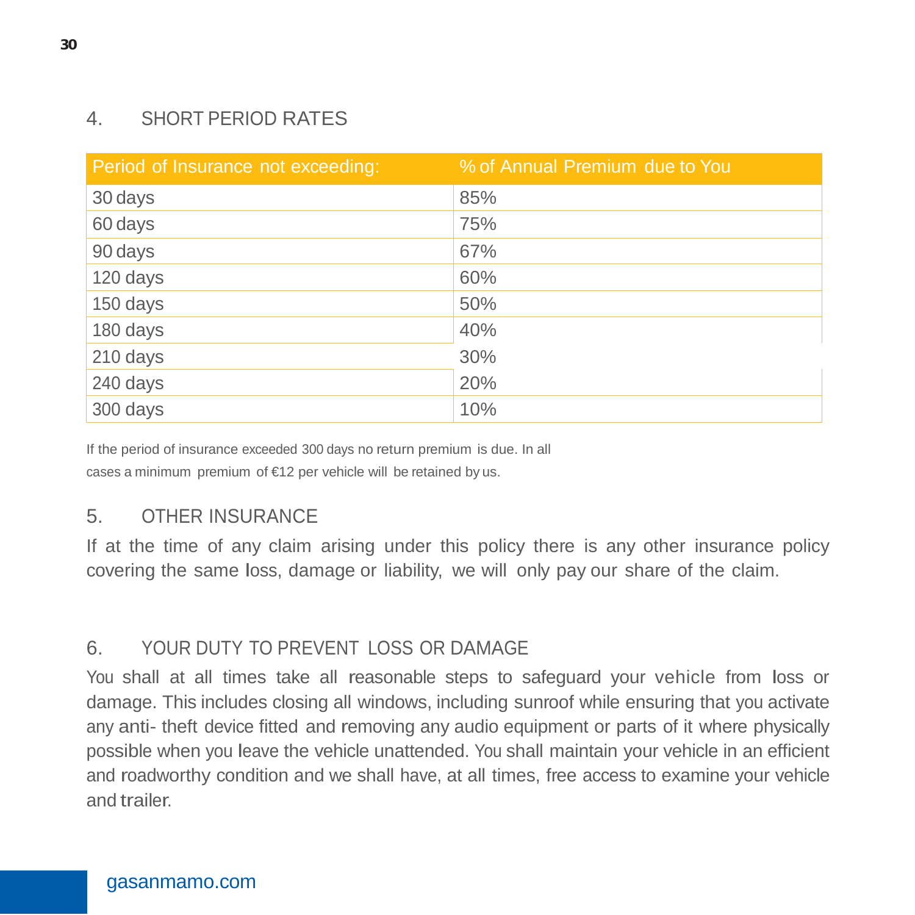## 4. SHORT PERIOD RATES

| Period of Insurance not exceeding: | % of Annual Premium due to You |
|---|---|
| 30 days | 85% |
| 60 days | 75% |
| 90 days | 67% |
| 120 days | 60% |
| 150 days | 50% |
| 180 days | 40% |
| 210 days | 30% |
| 240 days | 20% |
| 300 days | 10% |

If the period of insurance exceeded 300 days no return premium is due. In all cases a minimum premium of €12 per vehicle will be retained by us.

## 5. OTHER INSURANCE

If at the time of any claim arising under this policy there is any other insurance policy covering the same loss, damage or liability, we will only pay our share of the claim.

## 6. YOUR DUTY TO PREVENT LOSS OR DAMAGE

You shall at all times take all reasonable steps to safeguard your vehicle from loss or damage. This includes closing all windows, including sunroof while ensuring that you activate any anti- theft device fitted and removing any audio equipment or parts of it where physically possible when you leave the vehicle unattended. You shall maintain your vehicle in an efficient and roadworthy condition and we shall have, at all times, free access to examine your vehicle and trailer.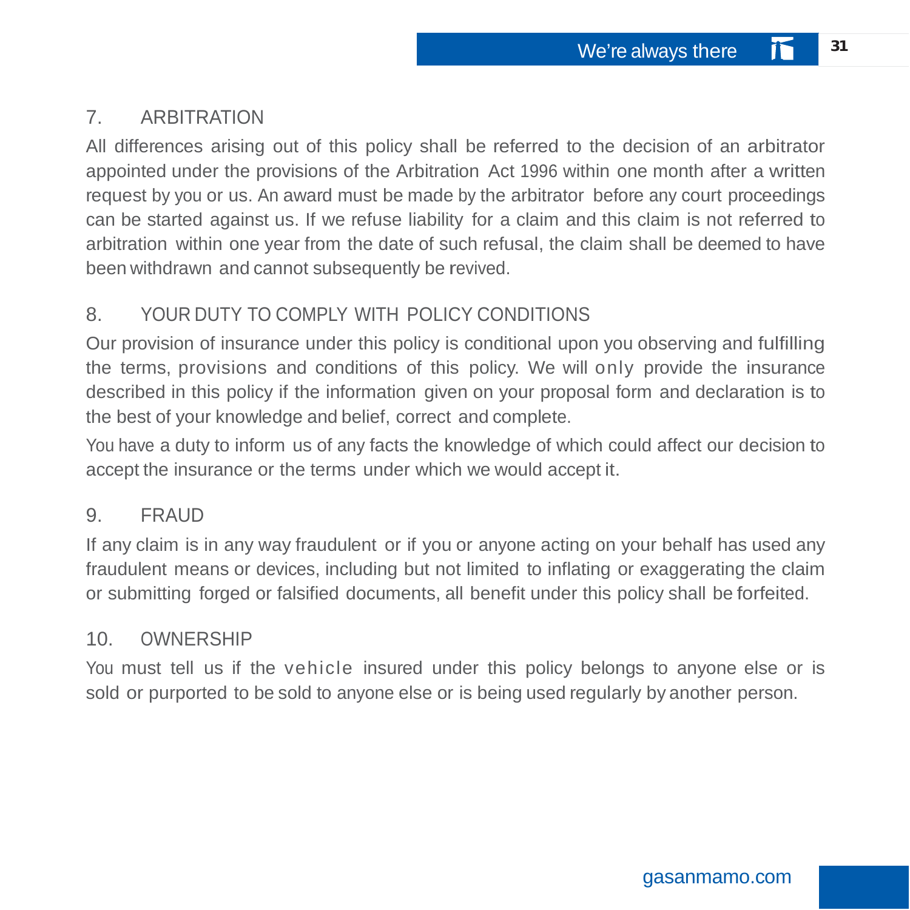## 7. ARBITRATION

All differences arising out of this policy shall be referred to the decision of an arbitrator appointed under the provisions of the Arbitration Act 1996 within one month after a written request by you or us. An award must be made by the arbitrator before any court proceedings can be started against us. If we refuse liability for a claim and this claim is not referred to arbitration within one year from the date of such refusal, the claim shall be deemed to have been withdrawn and cannot subsequently be revived.

## 8. YOUR DUTY TO COMPLY WITH POLICY CONDITIONS

Our provision of insurance under this policy is conditional upon you observing and fulfilling the terms, provisions and conditions of this policy. We will only provide the insurance described in this policy if the information given on your proposal form and declaration is to the best of your knowledge and belief, correct and complete.

You have a duty to inform us of any facts the knowledge of which could affect our decision to accept the insurance or the terms under which we would accept it.

## 9. FRAUD

If any claim is in any way fraudulent or if you or anyone acting on your behalf has used any fraudulent means or devices, including but not limited to inflating or exaggerating the claim or submitting forged or falsified documents, all benefit under this policy shall be forfeited.

## 10. OWNERSHIP

You must tell us if the vehicle insured under this policy belongs to anyone else or is sold or purported to be sold to anyone else or is being used regularly by another person.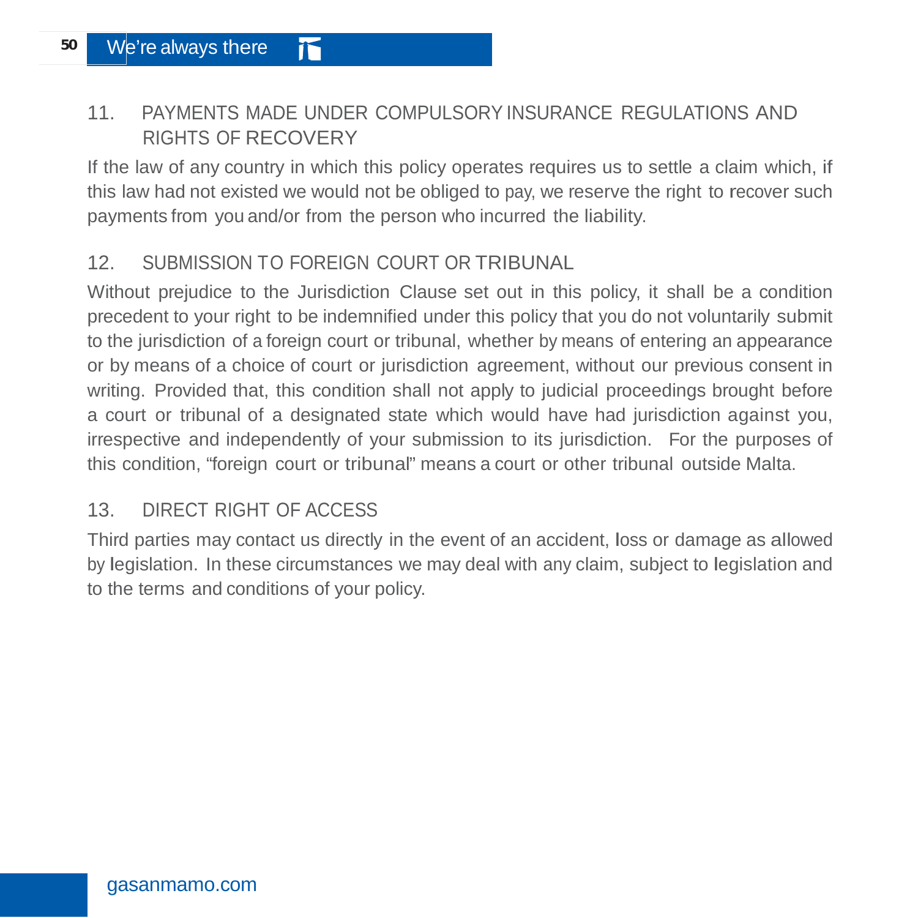## 11. PAYMENTS MADE UNDER COMPULSORY INSURANCE REGULATIONS AND RIGHTS OF RECOVERY

If the law of any country in which this policy operates requires us to settle a claim which, if this law had not existed we would not be obliged to pay, we reserve the right to recover such payments from you and/or from the person who incurred the liability.

## 12. SUBMISSION TO FOREIGN COURT OR TRIBUNAL

Without prejudice to the Jurisdiction Clause set out in this policy, it shall be a condition precedent to your right to be indemnified under this policy that you do not voluntarily submit to the jurisdiction of a foreign court or tribunal, whether by means of entering an appearance or by means of a choice of court or jurisdiction agreement, without our previous consent in writing. Provided that, this condition shall not apply to judicial proceedings brought before a court or tribunal of a designated state which would have had jurisdiction against you, irrespective and independently of your submission to its jurisdiction. For the purposes of this condition, "foreign court or tribunal" means a court or other tribunal outside Malta.

## 13. DIRECT RIGHT OF ACCESS

Third parties may contact us directly in the event of an accident, loss or damage as allowed by legislation. In these circumstances we may deal with any claim, subject to legislation and to the terms and conditions of your policy.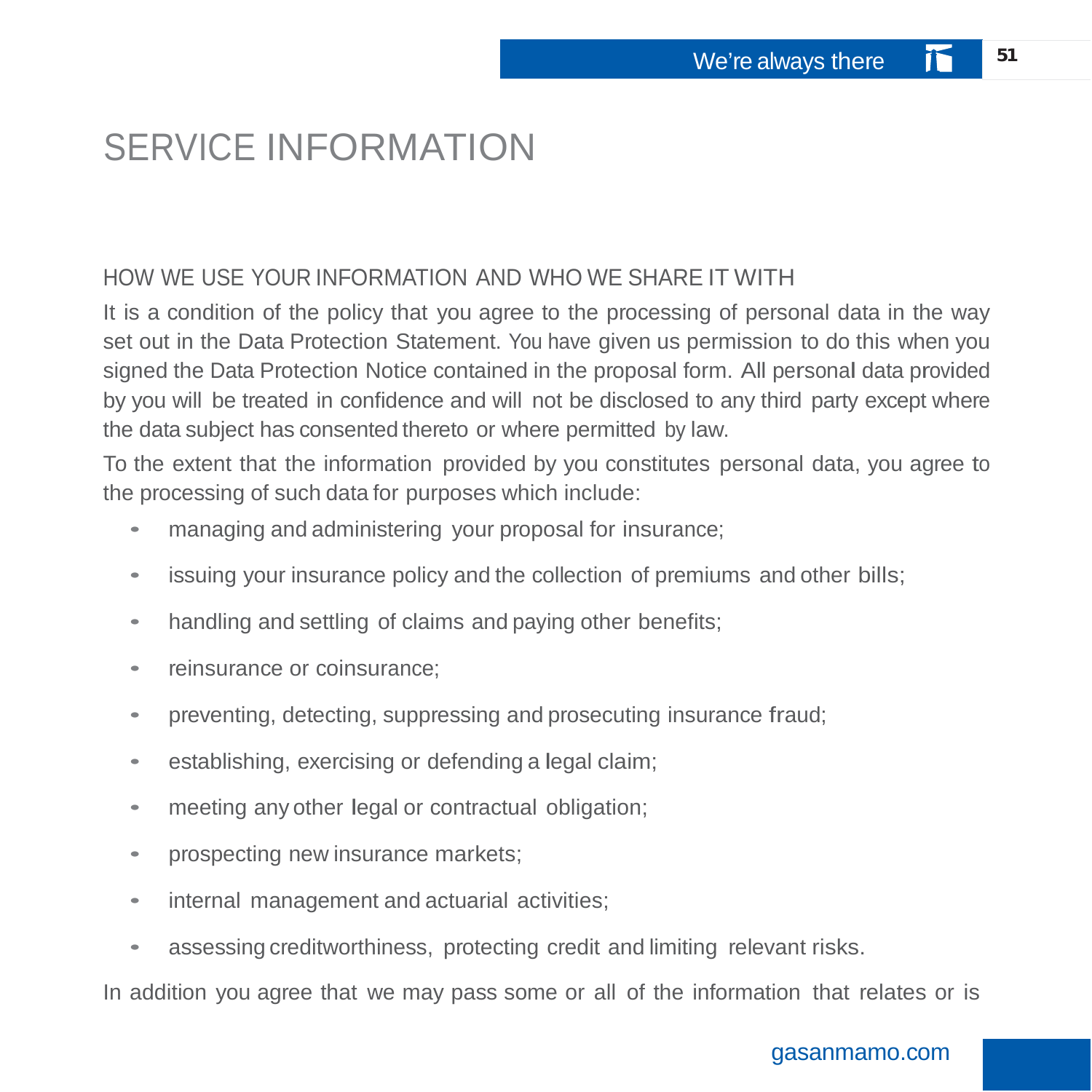# SERVICE INFORMATION

## HOW WE USE YOUR INFORMATION AND WHO WE SHARE IT WITH

It is a condition of the policy that you agree to the processing of personal data in the way set out in the Data Protection Statement. You have given us permission to do this when you signed the Data Protection Notice contained in the proposal form. All personal data provided by you will be treated in confidence and will not be disclosed to any third party except where the data subject has consented thereto or where permitted by law.

To the extent that the information provided by you constitutes personal data, you agree to the processing of such data for purposes which include:

- managing and administering your proposal for insurance;
- issuing your insurance policy and the collection of premiums and other bills;
- handling and settling of claims and paying other benefits;
- reinsurance or coinsurance;
- preventing, detecting, suppressing and prosecuting insurance fraud;
- establishing, exercising or defending a legal claim;
- meeting any other legal or contractual obligation;
- prospecting new insurance markets;
- internal management and actuarial activities;
- assessing creditworthiness, protecting credit and limiting relevant risks.

In addition you agree that we may pass some or all of the information that relates or is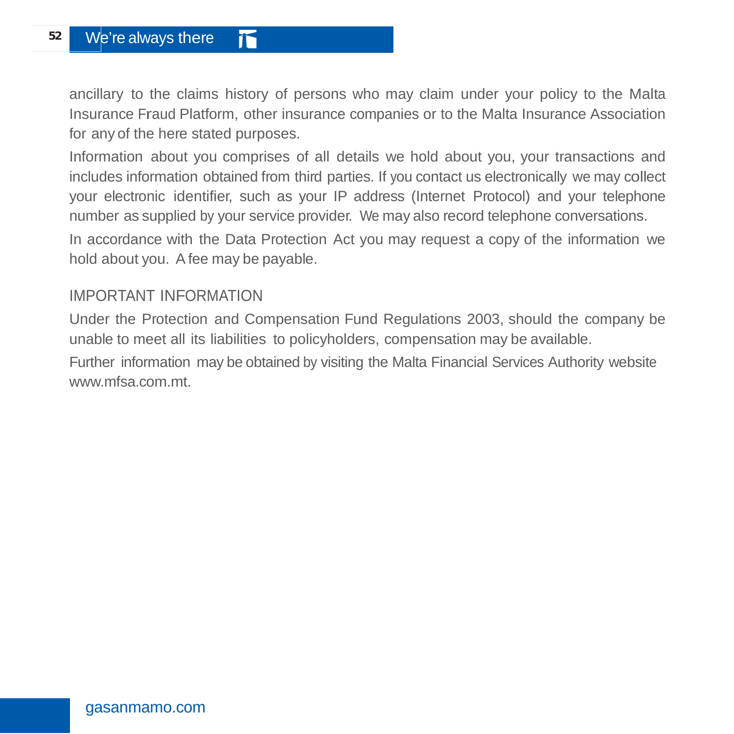ancillary to the claims history of persons who may claim under your policy to the Malta Insurance Fraud Platform, other insurance companies or to the Malta Insurance Association for any of the here stated purposes.

Information about you comprises of all details we hold about you, your transactions and includes information obtained from third parties. If you contact us electronically we may collect your electronic identifier, such as your IP address (Internet Protocol) and your telephone number as supplied by your service provider. We may also record telephone conversations.

In accordance with the Data Protection Act you may request a copy of the information we hold about you. A fee may be payable.

## IMPORTANT INFORMATION

Under the Protection and Compensation Fund Regulations 2003, should the company be unable to meet all its liabilities to policyholders, compensation may be available.

Further information may be obtained by visiting the Malta Financial Services Authority website www.mfsa.com.mt.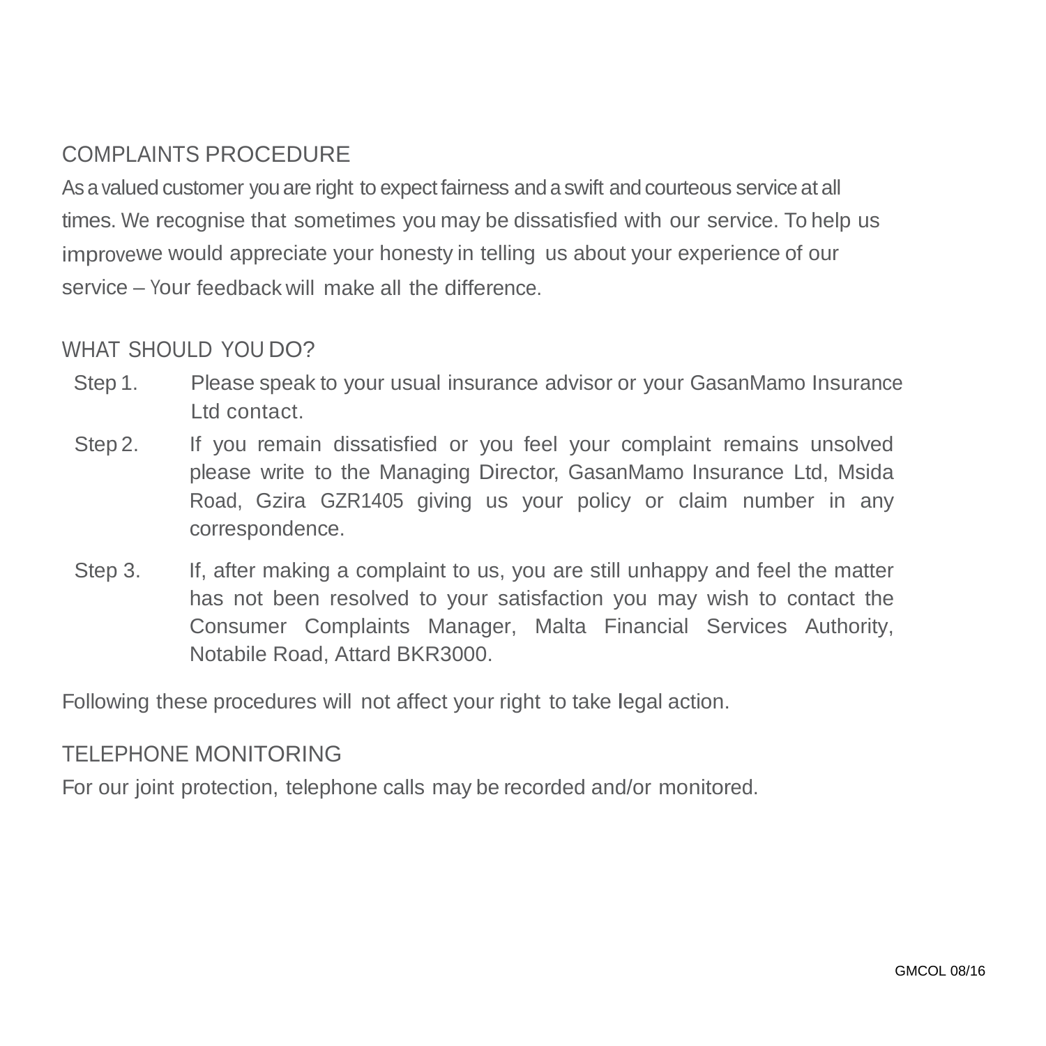## COMPLAINTS PROCEDURE

As a valued customer you are right to expect fairness and a swift and courteous service at all times. We recognise that sometimes you may be dissatisfied with our service. To help us improvewe would appreciate your honesty in telling us about your experience of our service – Your feedback will make all the difference.

## WHAT SHOULD YOU DO?

Step 1. Please speak to your usual insurance advisor or your GasanMamo Insurance Ltd contact.

Step 2. If you remain dissatisfied or you feel your complaint remains unsolved please write to the Managing Director, GasanMamo Insurance Ltd, Msida Road, Gzira GZR1405 giving us your policy or claim number in any correspondence.

Step 3. If, after making a complaint to us, you are still unhappy and feel the matter has not been resolved to your satisfaction you may wish to contact the Consumer Complaints Manager, Malta Financial Services Authority, Notabile Road, Attard BKR3000.

Following these procedures will not affect your right to take legal action.

## TELEPHONE MONITORING

For our joint protection, telephone calls may be recorded and/or monitored.

GMCOL 08/16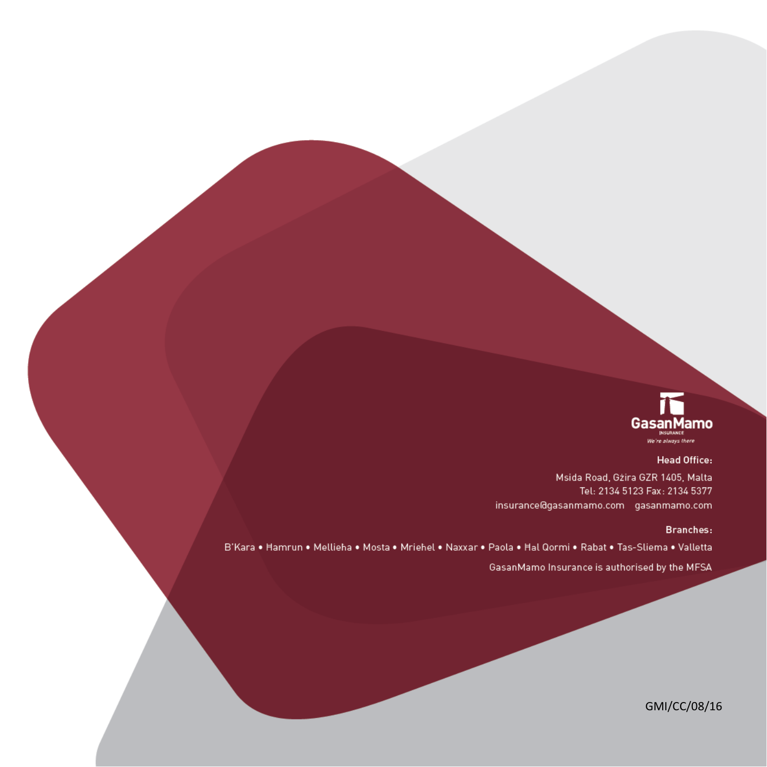GasanMamo

INSURANCE

*We're always there*

**Head Office:**

Msida Road, Gżira GZR 1405, Malta
Tel: 2134 5123 Fax: 2134 5377
insurance@gasanmamo.com gasanmamo.com

**Branches:**

B'Kara • Ħamrun • Mellieħa • Mosta • Mrieħel • Naxxar • Paola • Ħal Qormi • Rabat • Tas-Sliema • Valletta

GasanMamo Insurance is authorised by the MFSA

GMI/CC/08/16